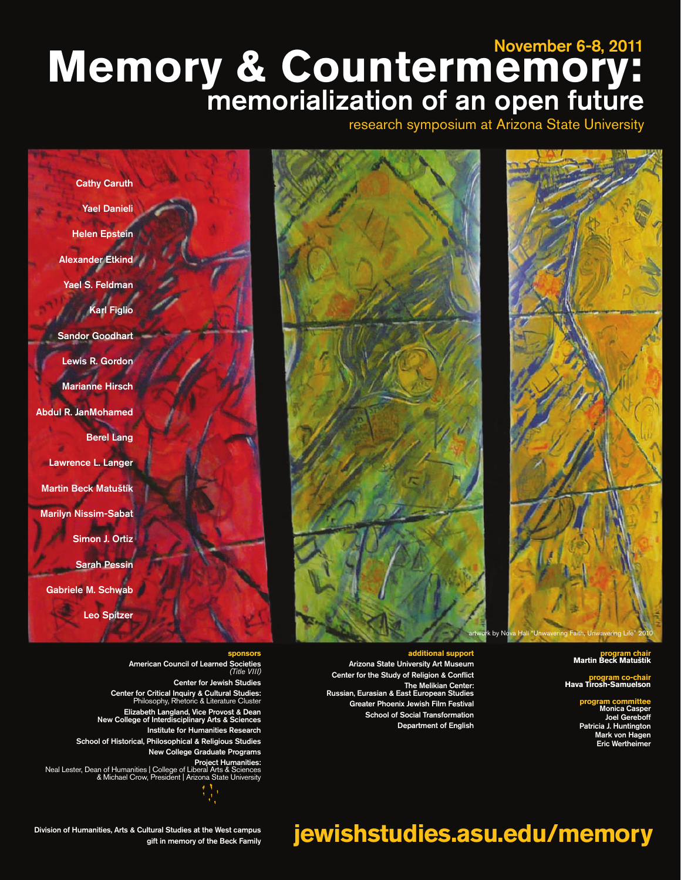November 6-8, 2011

# Memory & Countermemory:
## memorialization of an open future

research symposium at Arizona State University

Cathy Caruth

Yael Danieli

Helen Epstein

Alexander Etkind

Yael S. Feldman

Karl Figlio

Sandor Goodhart

Lewis R. Gordon

Marianne Hirsch

Abdul R. JanMohamed

Berel Lang

Lawrence L. Langer

Martin Beck Matuštík

Marilyn Nissim-Sabat

Simon J. Ortiz

Sarah Pessin

Gabriele M. Schwab

Leo Spitzer

artwork by Nova Hall "Unwavering Faith, Unwavering Life" 2010

**sponsors**

American Council of Learned Societies
*(Title VIII)*

Center for Jewish Studies

Center for Critical Inquiry & Cultural Studies:
Philosophy, Rhetoric & Literature Cluster

Elizabeth Langland, Vice Provost & Dean
New College of Interdisciplinary Arts & Sciences

Institute for Humanities Research

School of Historical, Philosophical & Religious Studies

New College Graduate Programs

Project Humanities:
Neal Lester, Dean of Humanities | College of Liberal Arts & Sciences
& Michael Crow, President | Arizona State University

**additional support**

Arizona State University Art Museum

Center for the Study of Religion & Conflict

The Melikian Center:
Russian, Eurasian & East European Studies

Greater Phoenix Jewish Film Festival

School of Social Transformation

Department of English

**program chair**
Martin Beck Matuštík

**program co-chair**
Hava Tirosh-Samuelson

**program committee**
Monica Casper
Joel Gereboff
Patricia J. Huntington
Mark von Hagen
Eric Wertheimer

Division of Humanities, Arts & Cultural Studies at the West campus
gift in memory of the Beck Family

**jewishstudies.asu.edu/memory**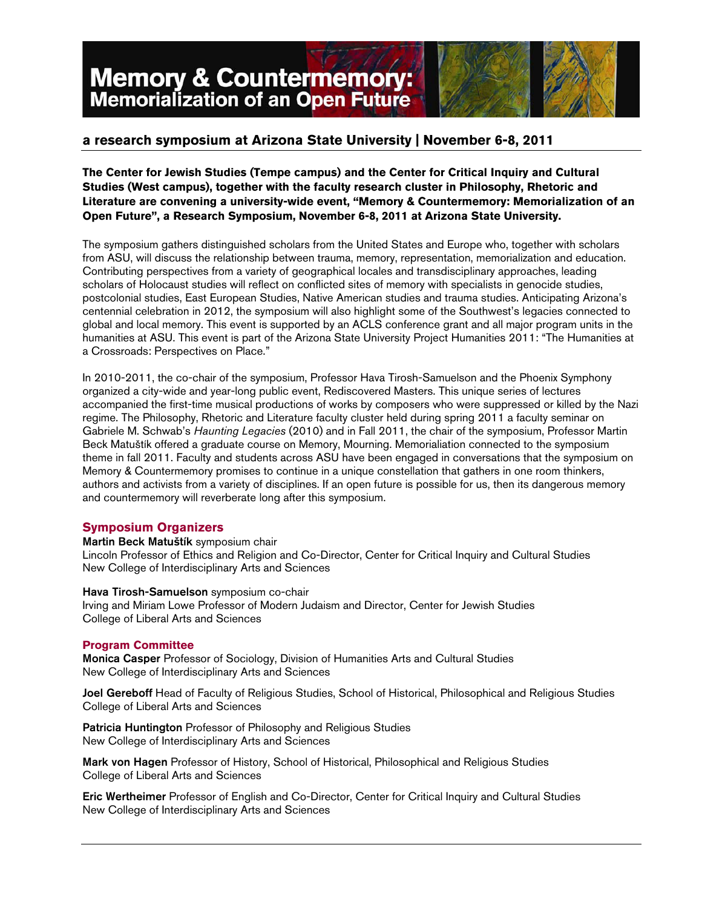# Memory & Countermemory: Memorialization of an Open Future

## a research symposium at Arizona State University | November 6-8, 2011

**The Center for Jewish Studies (Tempe campus) and the Center for Critical Inquiry and Cultural Studies (West campus), together with the faculty research cluster in Philosophy, Rhetoric and Literature are convening a university-wide event, "Memory & Countermemory: Memorialization of an Open Future", a Research Symposium, November 6-8, 2011 at Arizona State University.**

The symposium gathers distinguished scholars from the United States and Europe who, together with scholars from ASU, will discuss the relationship between trauma, memory, representation, memorialization and education. Contributing perspectives from a variety of geographical locales and transdisciplinary approaches, leading scholars of Holocaust studies will reflect on conflicted sites of memory with specialists in genocide studies, postcolonial studies, East European Studies, Native American studies and trauma studies. Anticipating Arizona's centennial celebration in 2012, the symposium will also highlight some of the Southwest's legacies connected to global and local memory. This event is supported by an ACLS conference grant and all major program units in the humanities at ASU. This event is part of the Arizona State University Project Humanities 2011: "The Humanities at a Crossroads: Perspectives on Place."

In 2010-2011, the co-chair of the symposium, Professor Hava Tirosh-Samuelson and the Phoenix Symphony organized a city-wide and year-long public event, Rediscovered Masters. This unique series of lectures accompanied the first-time musical productions of works by composers who were suppressed or killed by the Nazi regime. The Philosophy, Rhetoric and Literature faculty cluster held during spring 2011 a faculty seminar on Gabriele M. Schwab's *Haunting Legacies* (2010) and in Fall 2011, the chair of the symposium, Professor Martin Beck Matuštík offered a graduate course on Memory, Mourning. Memorialiation connected to the symposium theme in fall 2011. Faculty and students across ASU have been engaged in conversations that the symposium on Memory & Countermemory promises to continue in a unique constellation that gathers in one room thinkers, authors and activists from a variety of disciplines. If an open future is possible for us, then its dangerous memory and countermemory will reverberate long after this symposium.

### Symposium Organizers

**Martin Beck Matuštík** symposium chair
Lincoln Professor of Ethics and Religion and Co-Director, Center for Critical Inquiry and Cultural Studies
New College of Interdisciplinary Arts and Sciences

**Hava Tirosh-Samuelson** symposium co-chair
Irving and Miriam Lowe Professor of Modern Judaism and Director, Center for Jewish Studies
College of Liberal Arts and Sciences

### Program Committee

**Monica Casper** Professor of Sociology, Division of Humanities Arts and Cultural Studies
New College of Interdisciplinary Arts and Sciences

**Joel Gereboff** Head of Faculty of Religious Studies, School of Historical, Philosophical and Religious Studies
College of Liberal Arts and Sciences

**Patricia Huntington** Professor of Philosophy and Religious Studies
New College of Interdisciplinary Arts and Sciences

**Mark von Hagen** Professor of History, School of Historical, Philosophical and Religious Studies
College of Liberal Arts and Sciences

**Eric Wertheimer** Professor of English and Co-Director, Center for Critical Inquiry and Cultural Studies
New College of Interdisciplinary Arts and Sciences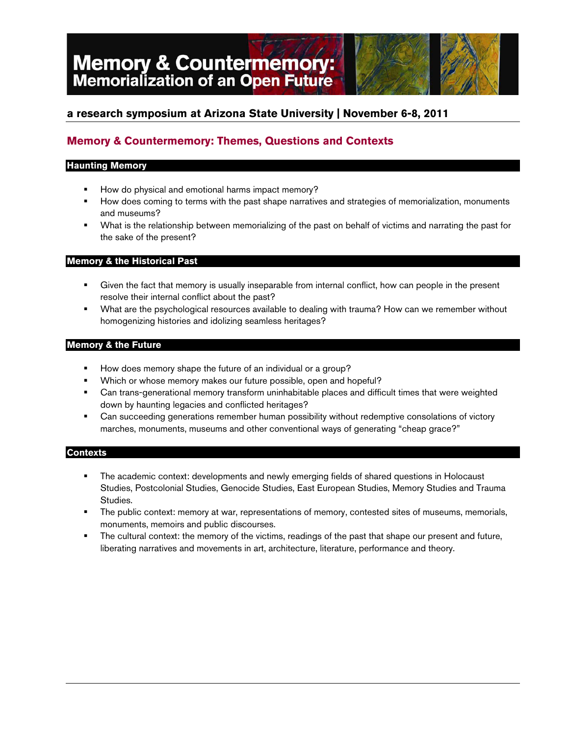# Memory & Countermemory: Memorialization of an Open Future

**a research symposium at Arizona State University | November 6-8, 2011**

## Memory & Countermemory: Themes, Questions and Contexts

### Haunting Memory

- How do physical and emotional harms impact memory?
- How does coming to terms with the past shape narratives and strategies of memorialization, monuments and museums?
- What is the relationship between memorializing of the past on behalf of victims and narrating the past for the sake of the present?

### Memory & the Historical Past

- Given the fact that memory is usually inseparable from internal conflict, how can people in the present resolve their internal conflict about the past?
- What are the psychological resources available to dealing with trauma? How can we remember without homogenizing histories and idolizing seamless heritages?

### Memory & the Future

- How does memory shape the future of an individual or a group?
- Which or whose memory makes our future possible, open and hopeful?
- Can trans-generational memory transform uninhabitable places and difficult times that were weighted down by haunting legacies and conflicted heritages?
- Can succeeding generations remember human possibility without redemptive consolations of victory marches, monuments, museums and other conventional ways of generating "cheap grace?"

### Contexts

- The academic context: developments and newly emerging fields of shared questions in Holocaust Studies, Postcolonial Studies, Genocide Studies, East European Studies, Memory Studies and Trauma Studies.
- The public context: memory at war, representations of memory, contested sites of museums, memorials, monuments, memoirs and public discourses.
- The cultural context: the memory of the victims, readings of the past that shape our present and future, liberating narratives and movements in art, architecture, literature, performance and theory.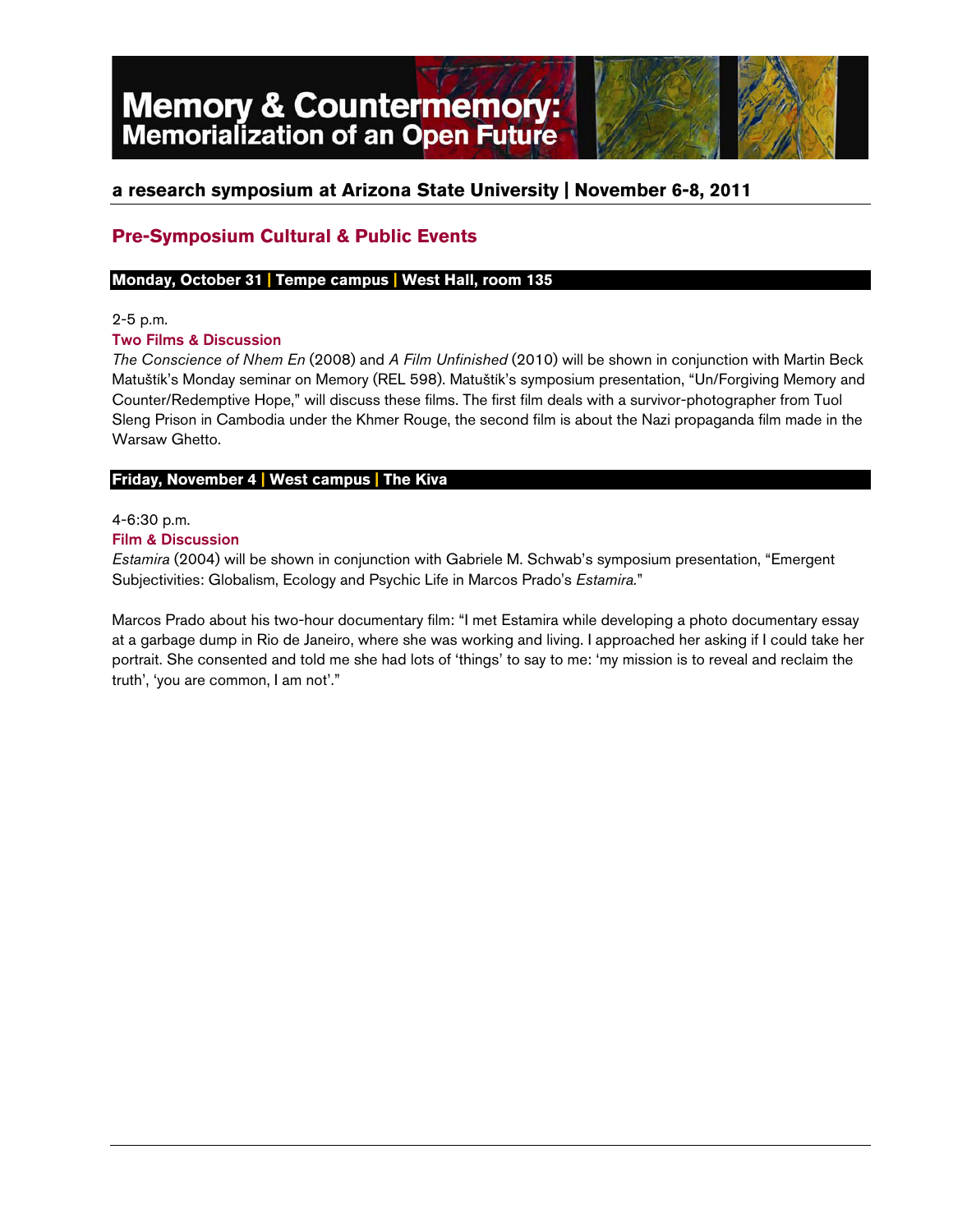# Memory & Countermemory: Memorialization of an Open Future

**a research symposium at Arizona State University | November 6-8, 2011**

## Pre-Symposium Cultural & Public Events

**Monday, October 31 | Tempe campus | West Hall, room 135**

2-5 p.m.

### Two Films & Discussion

*The Conscience of Nhem En* (2008) and *A Film Unfinished* (2010) will be shown in conjunction with Martin Beck Matuštík's Monday seminar on Memory (REL 598). Matuštík's symposium presentation, "Un/Forgiving Memory and Counter/Redemptive Hope," will discuss these films. The first film deals with a survivor-photographer from Tuol Sleng Prison in Cambodia under the Khmer Rouge, the second film is about the Nazi propaganda film made in the Warsaw Ghetto.

**Friday, November 4 | West campus | The Kiva**

4-6:30 p.m.

### Film & Discussion

*Estamira* (2004) will be shown in conjunction with Gabriele M. Schwab's symposium presentation, "Emergent Subjectivities: Globalism, Ecology and Psychic Life in Marcos Prado's *Estamira*."

Marcos Prado about his two-hour documentary film: "I met Estamira while developing a photo documentary essay at a garbage dump in Rio de Janeiro, where she was working and living. I approached her asking if I could take her portrait. She consented and told me she had lots of 'things' to say to me: 'my mission is to reveal and reclaim the truth', 'you are common, I am not'."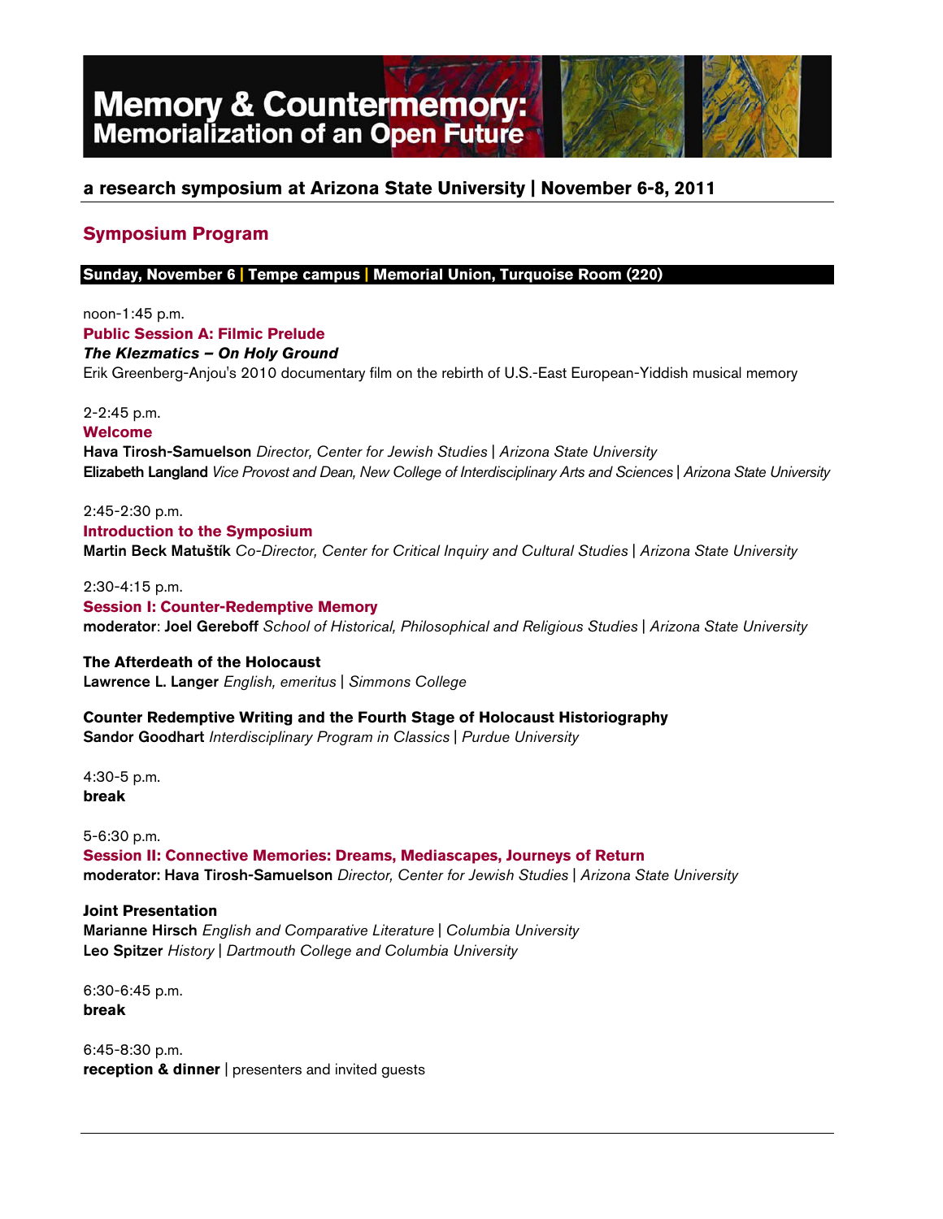# Memory & Countermemory: Memorialization of an Open Future

**a research symposium at Arizona State University | November 6-8, 2011**

## Symposium Program

**Sunday, November 6 | Tempe campus | Memorial Union, Turquoise Room (220)**

noon-1:45 p.m.
**Public Session A: Filmic Prelude**
***The Klezmatics – On Holy Ground***
Erik Greenberg-Anjou's 2010 documentary film on the rebirth of U.S.-East European-Yiddish musical memory

2-2:45 p.m.
**Welcome**
**Hava Tirosh-Samuelson** *Director, Center for Jewish Studies | Arizona State University*
**Elizabeth Langland** *Vice Provost and Dean, New College of Interdisciplinary Arts and Sciences | Arizona State University*

2:45-2:30 p.m.
**Introduction to the Symposium**
**Martin Beck Matuštík** *Co-Director, Center for Critical Inquiry and Cultural Studies | Arizona State University*

2:30-4:15 p.m.
**Session I: Counter-Redemptive Memory**
**moderator**: **Joel Gereboff** *School of Historical, Philosophical and Religious Studies | Arizona State University*

**The Afterdeath of the Holocaust**
**Lawrence L. Langer** *English, emeritus | Simmons College*

**Counter Redemptive Writing and the Fourth Stage of Holocaust Historiography**
**Sandor Goodhart** *Interdisciplinary Program in Classics | Purdue University*

4:30-5 p.m.
**break**

5-6:30 p.m.
**Session II: Connective Memories: Dreams, Mediascapes, Journeys of Return**
**moderator: Hava Tirosh-Samuelson** *Director, Center for Jewish Studies | Arizona State University*

**Joint Presentation**
**Marianne Hirsch** *English and Comparative Literature | Columbia University*
**Leo Spitzer** *History | Dartmouth College and Columbia University*

6:30-6:45 p.m.
**break**

6:45-8:30 p.m.
**reception & dinner** | presenters and invited guests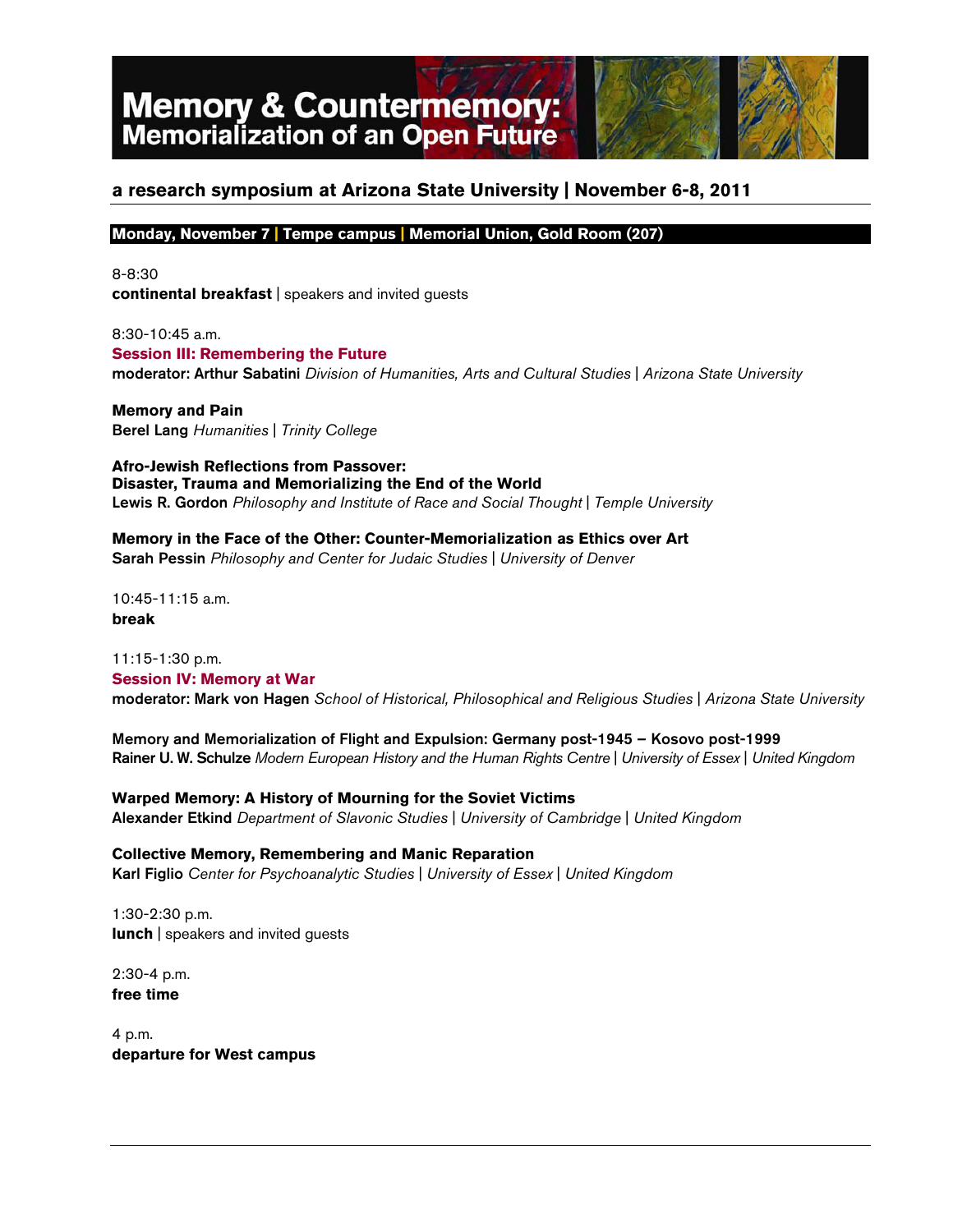# Memory & Countermemory:
## Memorialization of an Open Future

### a research symposium at Arizona State University | November 6-8, 2011

**Monday, November 7 | Tempe campus | Memorial Union, Gold Room (207)**

8-8:30
**continental breakfast** | speakers and invited guests

8:30-10:45 a.m.
**Session III: Remembering the Future**
**moderator: Arthur Sabatini** *Division of Humanities, Arts and Cultural Studies* | *Arizona State University*

**Memory and Pain**
**Berel Lang** *Humanities* | *Trinity College*

**Afro-Jewish Reflections from Passover:**
**Disaster, Trauma and Memorializing the End of the World**
**Lewis R. Gordon** *Philosophy and Institute of Race and Social Thought* | *Temple University*

**Memory in the Face of the Other: Counter-Memorialization as Ethics over Art**
**Sarah Pessin** *Philosophy and Center for Judaic Studies* | *University of Denver*

10:45-11:15 a.m.
**break**

11:15-1:30 p.m.
**Session IV: Memory at War**
**moderator: Mark von Hagen** *School of Historical, Philosophical and Religious Studies* | *Arizona State University*

**Memory and Memorialization of Flight and Expulsion: Germany post-1945 – Kosovo post-1999**
**Rainer U. W. Schulze** *Modern European History and the Human Rights Centre* | *University of Essex* | *United Kingdom*

**Warped Memory: A History of Mourning for the Soviet Victims**
**Alexander Etkind** *Department of Slavonic Studies* | *University of Cambridge* | *United Kingdom*

**Collective Memory, Remembering and Manic Reparation**
**Karl Figlio** *Center for Psychoanalytic Studies* | *University of Essex* | *United Kingdom*

1:30-2:30 p.m.
**lunch** | speakers and invited guests

2:30-4 p.m.
**free time**

4 p.m.
**departure for West campus**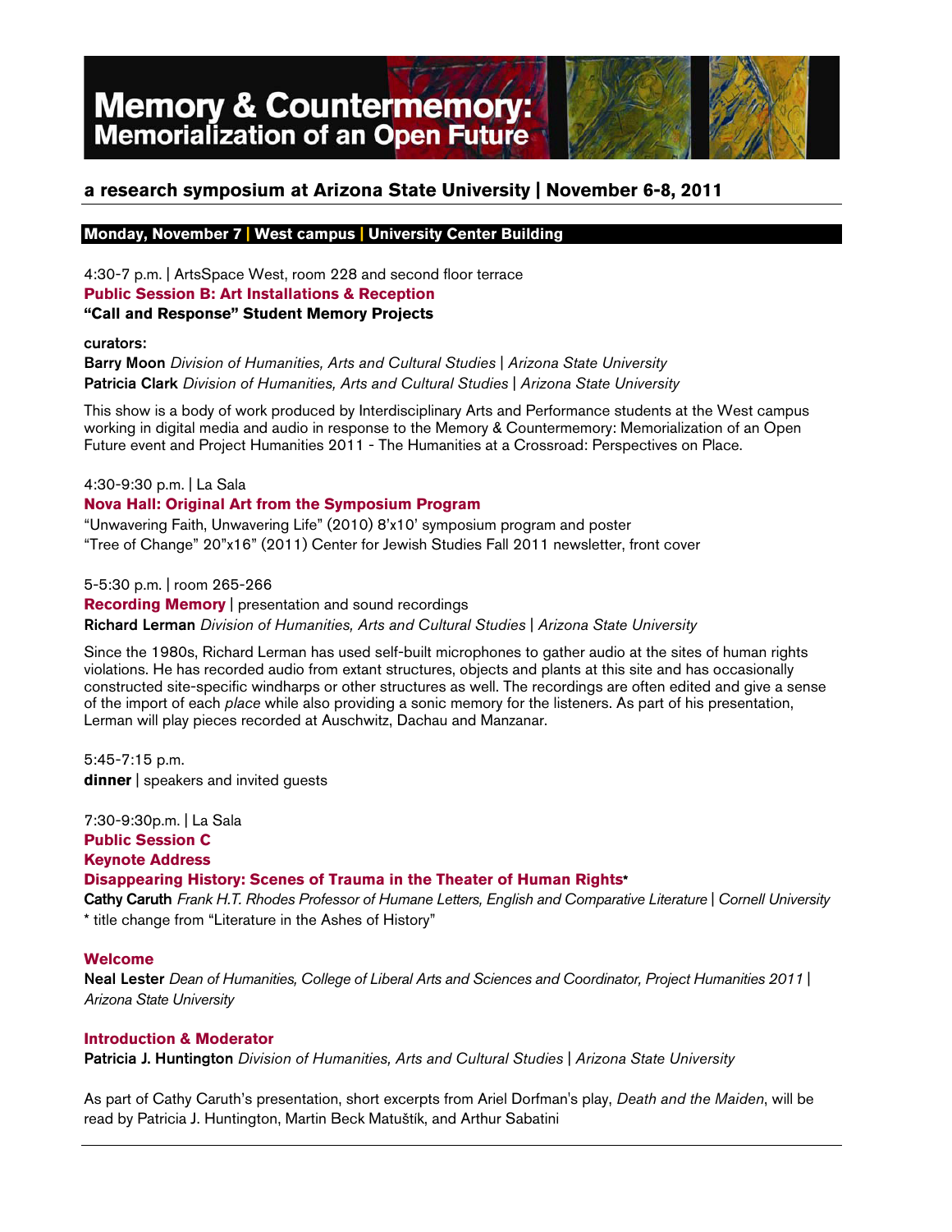# Memory & Countermemory: Memorialization of an Open Future

## a research symposium at Arizona State University | November 6-8, 2011

### Monday, November 7 | West campus | University Center Building

4:30-7 p.m. | ArtsSpace West, room 228 and second floor terrace

**Public Session B: Art Installations & Reception**

**"Call and Response" Student Memory Projects**

**curators:**

**Barry Moon** *Division of Humanities, Arts and Cultural Studies | Arizona State University*

**Patricia Clark** *Division of Humanities, Arts and Cultural Studies | Arizona State University*

This show is a body of work produced by Interdisciplinary Arts and Performance students at the West campus working in digital media and audio in response to the Memory & Countermemory: Memorialization of an Open Future event and Project Humanities 2011 - The Humanities at a Crossroad: Perspectives on Place.

4:30-9:30 p.m. | La Sala

**Nova Hall: Original Art from the Symposium Program**

"Unwavering Faith, Unwavering Life" (2010) 8'x10' symposium program and poster

"Tree of Change" 20"x16" (2011) Center for Jewish Studies Fall 2011 newsletter, front cover

5-5:30 p.m. | room 265-266

**Recording Memory** | presentation and sound recordings

**Richard Lerman** *Division of Humanities, Arts and Cultural Studies | Arizona State University*

Since the 1980s, Richard Lerman has used self-built microphones to gather audio at the sites of human rights violations. He has recorded audio from extant structures, objects and plants at this site and has occasionally constructed site-specific windharps or other structures as well. The recordings are often edited and give a sense of the import of each *place* while also providing a sonic memory for the listeners. As part of his presentation, Lerman will play pieces recorded at Auschwitz, Dachau and Manzanar.

5:45-7:15 p.m.

**dinner** | speakers and invited guests

7:30-9:30p.m. | La Sala

**Public Session C**

**Keynote Address**

**Disappearing History: Scenes of Trauma in the Theater of Human Rights***

**Cathy Caruth** *Frank H.T. Rhodes Professor of Humane Letters, English and Comparative Literature | Cornell University*

* title change from "Literature in the Ashes of History"

**Welcome**

**Neal Lester** *Dean of Humanities, College of Liberal Arts and Sciences and Coordinator, Project Humanities 2011 | Arizona State University*

**Introduction & Moderator**

**Patricia J. Huntington** *Division of Humanities, Arts and Cultural Studies | Arizona State University*

As part of Cathy Caruth's presentation, short excerpts from Ariel Dorfman's play, *Death and the Maiden*, will be read by Patricia J. Huntington, Martin Beck Matuštík, and Arthur Sabatini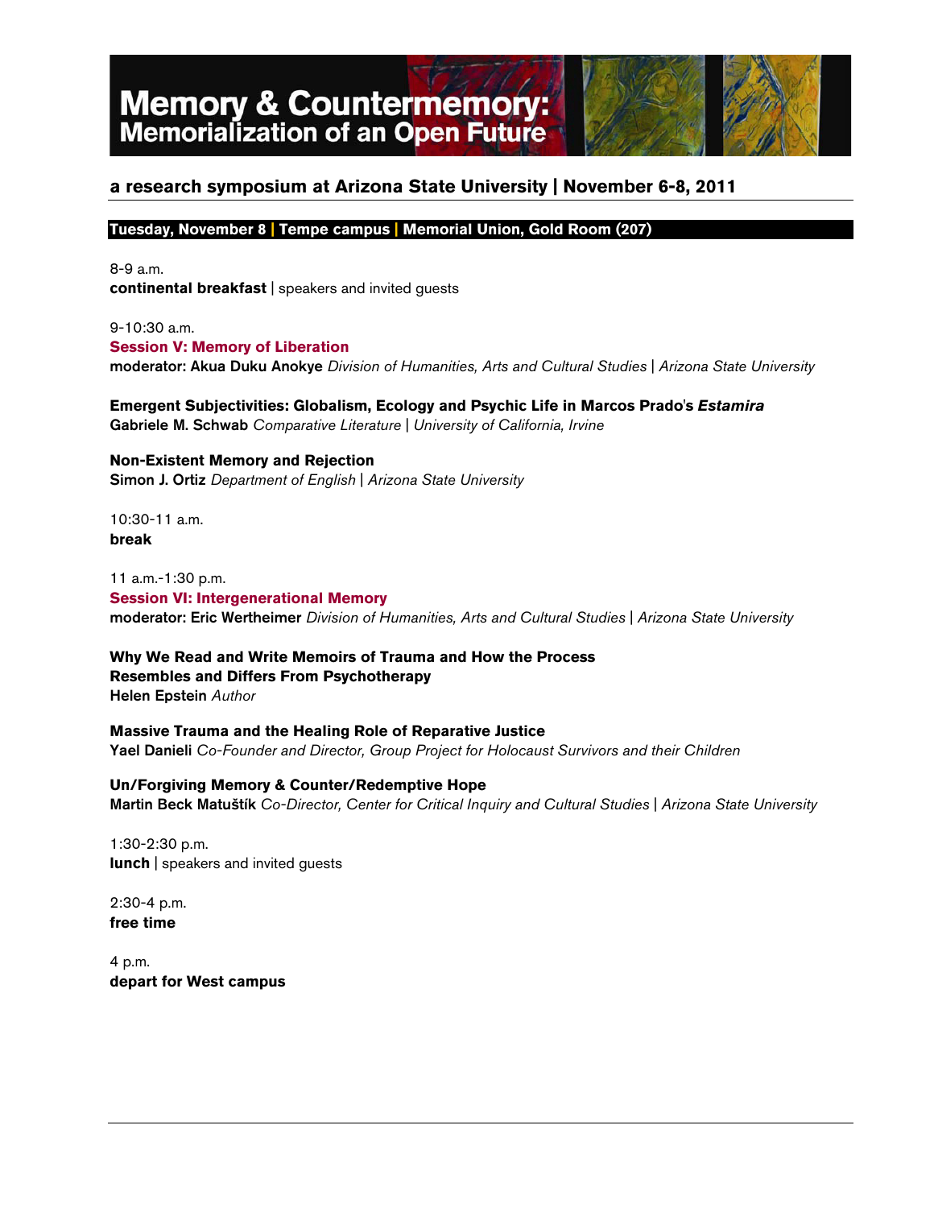# Memory & Countermemory: Memorialization of an Open Future

## a research symposium at Arizona State University | November 6-8, 2011

**Tuesday, November 8 | Tempe campus | Memorial Union, Gold Room (207)**

8-9 a.m.
**continental breakfast** | speakers and invited guests

9-10:30 a.m.
**Session V: Memory of Liberation**
**moderator: Akua Duku Anokye** *Division of Humanities, Arts and Cultural Studies* | *Arizona State University*

**Emergent Subjectivities: Globalism, Ecology and Psychic Life in Marcos Prado's *Estamira***
**Gabriele M. Schwab** *Comparative Literature* | *University of California, Irvine*

**Non-Existent Memory and Rejection**
**Simon J. Ortiz** *Department of English* | *Arizona State University*

10:30-11 a.m.
**break**

11 a.m.-1:30 p.m.
**Session VI: Intergenerational Memory**
**moderator: Eric Wertheimer** *Division of Humanities, Arts and Cultural Studies* | *Arizona State University*

**Why We Read and Write Memoirs of Trauma and How the Process Resembles and Differs From Psychotherapy**
**Helen Epstein** *Author*

**Massive Trauma and the Healing Role of Reparative Justice**
**Yael Danieli** *Co-Founder and Director, Group Project for Holocaust Survivors and their Children*

**Un/Forgiving Memory & Counter/Redemptive Hope**
**Martin Beck Matuštík** *Co-Director, Center for Critical Inquiry and Cultural Studies* | *Arizona State University*

1:30-2:30 p.m.
**lunch** | speakers and invited guests

2:30-4 p.m.
**free time**

4 p.m.
**depart for West campus**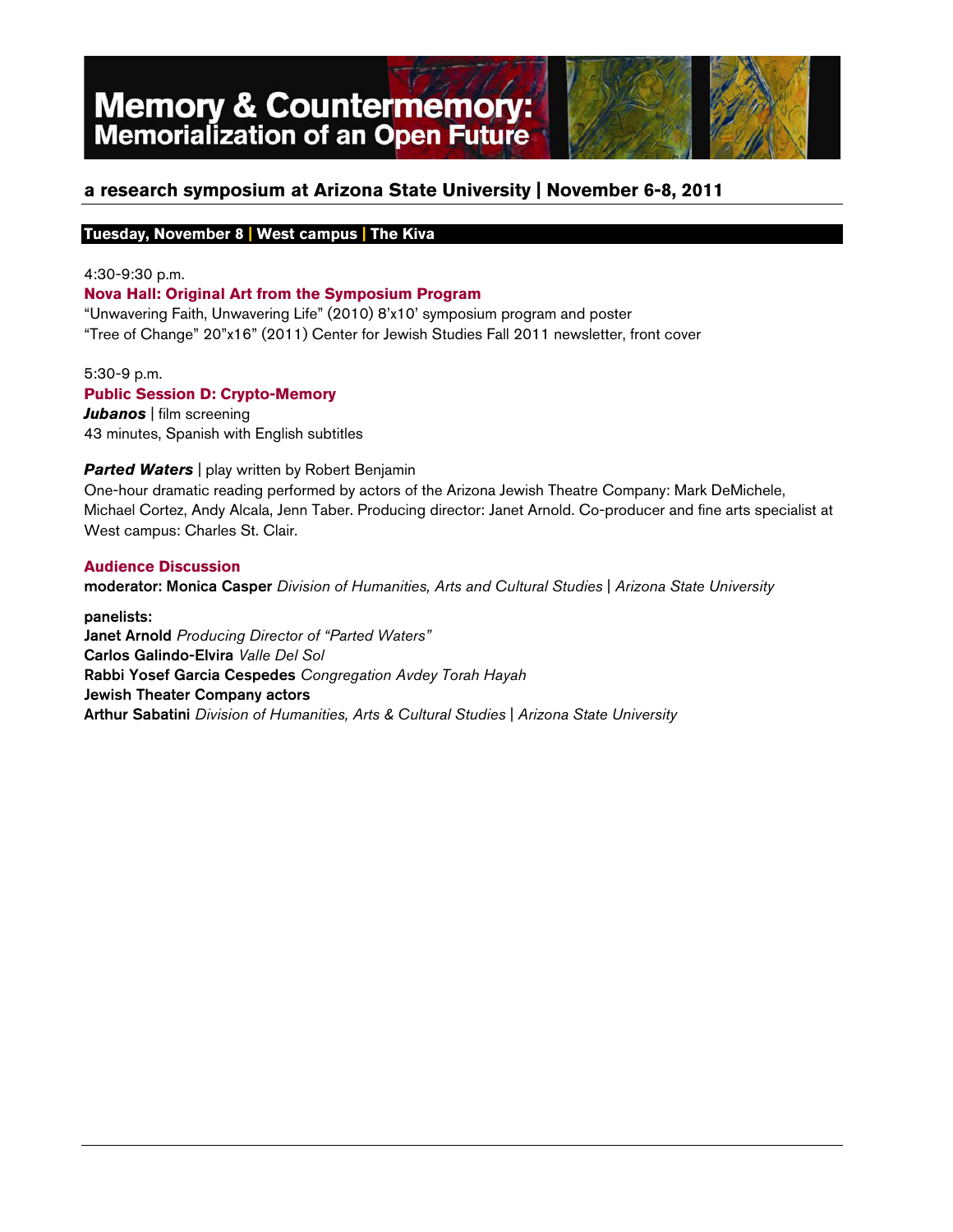# Memory & Countermemory: Memorialization of an Open Future

## a research symposium at Arizona State University | November 6-8, 2011

### Tuesday, November 8 | West campus | The Kiva

4:30-9:30 p.m.

**Nova Hall: Original Art from the Symposium Program**

"Unwavering Faith, Unwavering Life" (2010) 8'x10' symposium program and poster
"Tree of Change" 20"x16" (2011) Center for Jewish Studies Fall 2011 newsletter, front cover

5:30-9 p.m.

**Public Session D: Crypto-Memory**

***Jubanos*** | film screening
43 minutes, Spanish with English subtitles

***Parted Waters*** | play written by Robert Benjamin
One-hour dramatic reading performed by actors of the Arizona Jewish Theatre Company: Mark DeMichele, Michael Cortez, Andy Alcala, Jenn Taber. Producing director: Janet Arnold. Co-producer and fine arts specialist at West campus: Charles St. Clair.

**Audience Discussion**

**moderator: Monica Casper** *Division of Humanities, Arts and Cultural Studies* | *Arizona State University*

**panelists:**
**Janet Arnold** *Producing Director of "Parted Waters"*
**Carlos Galindo-Elvira** *Valle Del Sol*
**Rabbi Yosef Garcia Cespedes** *Congregation Avdey Torah Hayah*
**Jewish Theater Company actors**
**Arthur Sabatini** *Division of Humanities, Arts & Cultural Studies* | *Arizona State University*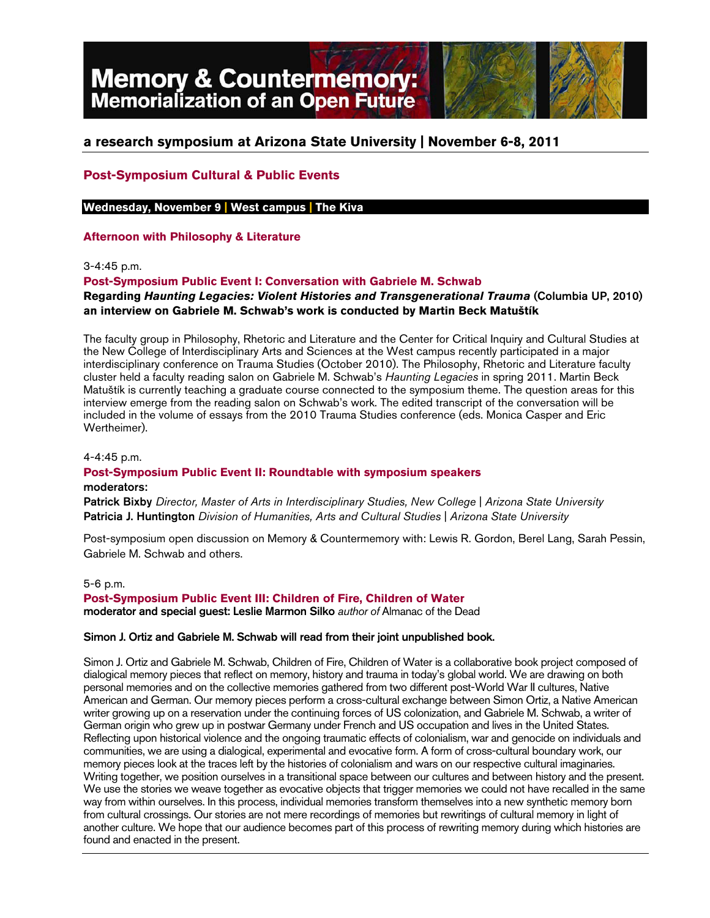# Memory & Countermemory: Memorialization of an Open Future

**a research symposium at Arizona State University | November 6-8, 2011**

## Post-Symposium Cultural & Public Events

**Wednesday, November 9 | West campus | The Kiva**

### Afternoon with Philosophy & Literature

3-4:45 p.m.

**Post-Symposium Public Event I: Conversation with Gabriele M. Schwab**

**Regarding *Haunting Legacies: Violent Histories and Transgenerational Trauma* (Columbia UP, 2010)**
**an interview on Gabriele M. Schwab's work is conducted by Martin Beck Matuštík**

The faculty group in Philosophy, Rhetoric and Literature and the Center for Critical Inquiry and Cultural Studies at the New College of Interdisciplinary Arts and Sciences at the West campus recently participated in a major interdisciplinary conference on Trauma Studies (October 2010). The Philosophy, Rhetoric and Literature faculty cluster held a faculty reading salon on Gabriele M. Schwab's *Haunting Legacies* in spring 2011. Martin Beck Matuštík is currently teaching a graduate course connected to the symposium theme. The question areas for this interview emerge from the reading salon on Schwab's work. The edited transcript of the conversation will be included in the volume of essays from the 2010 Trauma Studies conference (eds. Monica Casper and Eric Wertheimer).

4-4:45 p.m.

**Post-Symposium Public Event II: Roundtable with symposium speakers**

**moderators:**
**Patrick Bixby** *Director, Master of Arts in Interdisciplinary Studies, New College | Arizona State University*
**Patricia J. Huntington** *Division of Humanities, Arts and Cultural Studies | Arizona State University*

Post-symposium open discussion on Memory & Countermemory with: Lewis R. Gordon, Berel Lang, Sarah Pessin, Gabriele M. Schwab and others.

5-6 p.m.

**Post-Symposium Public Event III: Children of Fire, Children of Water**
**moderator and special guest: Leslie Marmon Silko** *author of* Almanac of the Dead

**Simon J. Ortiz and Gabriele M. Schwab will read from their joint unpublished book.**

Simon J. Ortiz and Gabriele M. Schwab, Children of Fire, Children of Water is a collaborative book project composed of dialogical memory pieces that reflect on memory, history and trauma in today's global world. We are drawing on both personal memories and on the collective memories gathered from two different post-World War II cultures, Native American and German. Our memory pieces perform a cross-cultural exchange between Simon Ortiz, a Native American writer growing up on a reservation under the continuing forces of US colonization, and Gabriele M. Schwab, a writer of German origin who grew up in postwar Germany under French and US occupation and lives in the United States. Reflecting upon historical violence and the ongoing traumatic effects of colonialism, war and genocide on individuals and communities, we are using a dialogical, experimental and evocative form. A form of cross-cultural boundary work, our memory pieces look at the traces left by the histories of colonialism and wars on our respective cultural imaginaries. Writing together, we position ourselves in a transitional space between our cultures and between history and the present. We use the stories we weave together as evocative objects that trigger memories we could not have recalled in the same way from within ourselves. In this process, individual memories transform themselves into a new synthetic memory born from cultural crossings. Our stories are not mere recordings of memories but rewritings of cultural memory in light of another culture. We hope that our audience becomes part of this process of rewriting memory during which histories are found and enacted in the present.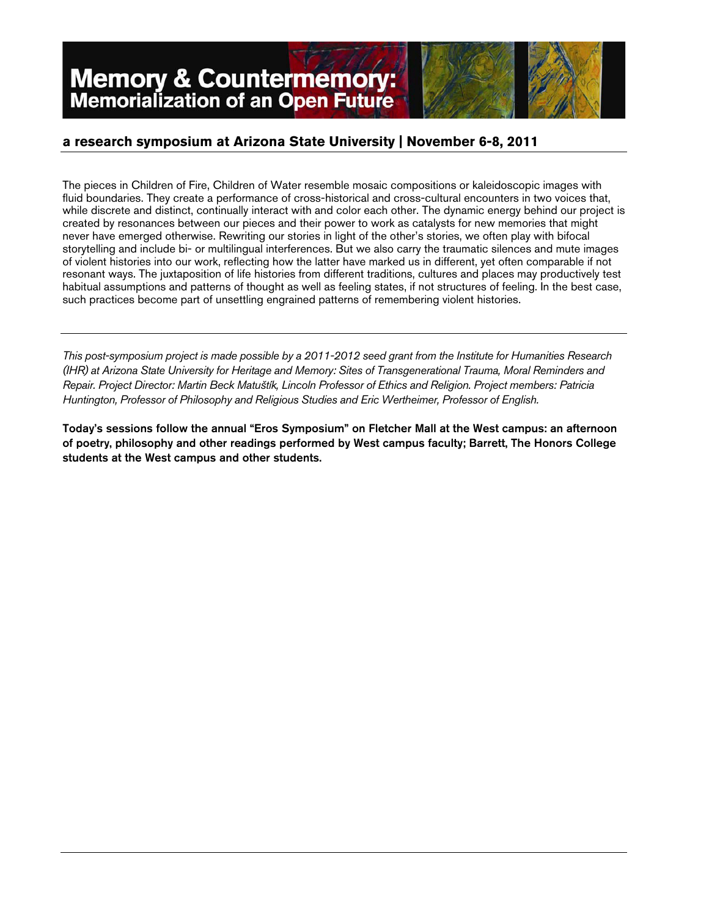# Memory & Countermemory:
## Memorialization of an Open Future

### a research symposium at Arizona State University | November 6-8, 2011

The pieces in Children of Fire, Children of Water resemble mosaic compositions or kaleidoscopic images with fluid boundaries. They create a performance of cross-historical and cross-cultural encounters in two voices that, while discrete and distinct, continually interact with and color each other. The dynamic energy behind our project is created by resonances between our pieces and their power to work as catalysts for new memories that might never have emerged otherwise. Rewriting our stories in light of the other's stories, we often play with bifocal storytelling and include bi- or multilingual interferences. But we also carry the traumatic silences and mute images of violent histories into our work, reflecting how the latter have marked us in different, yet often comparable if not resonant ways. The juxtaposition of life histories from different traditions, cultures and places may productively test habitual assumptions and patterns of thought as well as feeling states, if not structures of feeling. In the best case, such practices become part of unsettling engrained patterns of remembering violent histories.

---

*This post-symposium project is made possible by a 2011-2012 seed grant from the Institute for Humanities Research (IHR) at Arizona State University for Heritage and Memory: Sites of Transgenerational Trauma, Moral Reminders and Repair. Project Director: Martin Beck Matuštík, Lincoln Professor of Ethics and Religion. Project members: Patricia Huntington, Professor of Philosophy and Religious Studies and Eric Wertheimer, Professor of English.*

**Today's sessions follow the annual "Eros Symposium" on Fletcher Mall at the West campus: an afternoon of poetry, philosophy and other readings performed by West campus faculty; Barrett, The Honors College students at the West campus and other students.**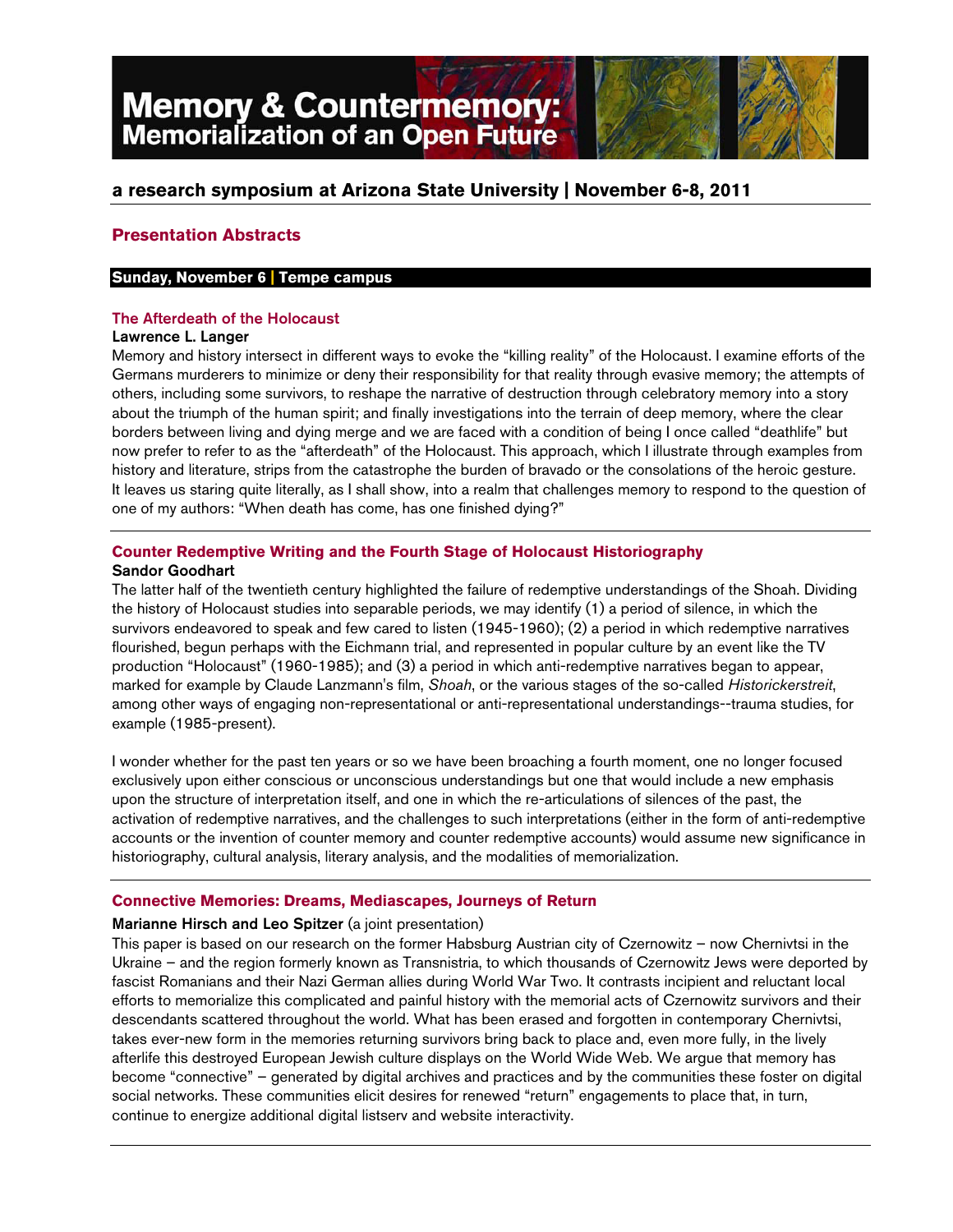# Memory & Countermemory: Memorialization of an Open Future

**a research symposium at Arizona State University | November 6-8, 2011**

## Presentation Abstracts

**Sunday, November 6 | Tempe campus**

### The Afterdeath of the Holocaust

**Lawrence L. Langer**

Memory and history intersect in different ways to evoke the "killing reality" of the Holocaust. I examine efforts of the Germans murderers to minimize or deny their responsibility for that reality through evasive memory; the attempts of others, including some survivors, to reshape the narrative of destruction through celebratory memory into a story about the triumph of the human spirit; and finally investigations into the terrain of deep memory, where the clear borders between living and dying merge and we are faced with a condition of being I once called "deathlife" but now prefer to refer to as the "afterdeath" of the Holocaust. This approach, which I illustrate through examples from history and literature, strips from the catastrophe the burden of bravado or the consolations of the heroic gesture. It leaves us staring quite literally, as I shall show, into a realm that challenges memory to respond to the question of one of my authors: "When death has come, has one finished dying?"

### Counter Redemptive Writing and the Fourth Stage of Holocaust Historiography

**Sandor Goodhart**

The latter half of the twentieth century highlighted the failure of redemptive understandings of the Shoah. Dividing the history of Holocaust studies into separable periods, we may identify (1) a period of silence, in which the survivors endeavored to speak and few cared to listen (1945-1960); (2) a period in which redemptive narratives flourished, begun perhaps with the Eichmann trial, and represented in popular culture by an event like the TV production "Holocaust" (1960-1985); and (3) a period in which anti-redemptive narratives began to appear, marked for example by Claude Lanzmann's film, *Shoah*, or the various stages of the so-called *Historickerstreit*, among other ways of engaging non-representational or anti-representational understandings--trauma studies, for example (1985-present).

I wonder whether for the past ten years or so we have been broaching a fourth moment, one no longer focused exclusively upon either conscious or unconscious understandings but one that would include a new emphasis upon the structure of interpretation itself, and one in which the re-articulations of silences of the past, the activation of redemptive narratives, and the challenges to such interpretations (either in the form of anti-redemptive accounts or the invention of counter memory and counter redemptive accounts) would assume new significance in historiography, cultural analysis, literary analysis, and the modalities of memorialization.

### Connective Memories: Dreams, Mediascapes, Journeys of Return

**Marianne Hirsch and Leo Spitzer** (a joint presentation)

This paper is based on our research on the former Habsburg Austrian city of Czernowitz – now Chernivtsi in the Ukraine – and the region formerly known as Transnistria, to which thousands of Czernowitz Jews were deported by fascist Romanians and their Nazi German allies during World War Two. It contrasts incipient and reluctant local efforts to memorialize this complicated and painful history with the memorial acts of Czernowitz survivors and their descendants scattered throughout the world. What has been erased and forgotten in contemporary Chernivtsi, takes ever-new form in the memories returning survivors bring back to place and, even more fully, in the lively afterlife this destroyed European Jewish culture displays on the World Wide Web. We argue that memory has become "connective" – generated by digital archives and practices and by the communities these foster on digital social networks. These communities elicit desires for renewed "return" engagements to place that, in turn, continue to energize additional digital listserv and website interactivity.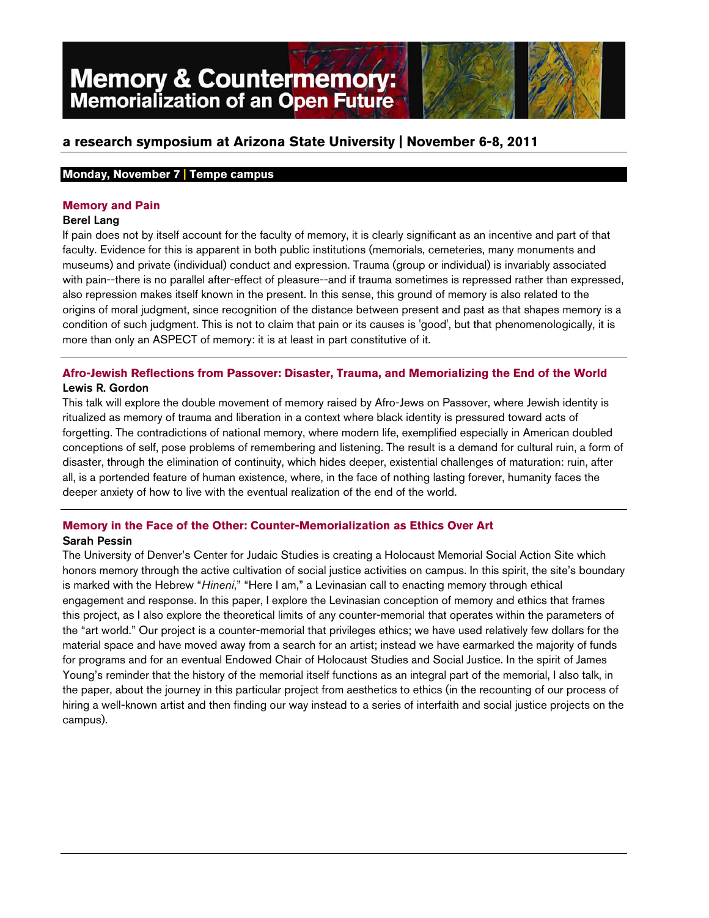# Memory & Countermemory: Memorialization of an Open Future

## a research symposium at Arizona State University | November 6-8, 2011

**Monday, November 7 | Tempe campus**

### Memory and Pain

**Berel Lang**

If pain does not by itself account for the faculty of memory, it is clearly significant as an incentive and part of that faculty. Evidence for this is apparent in both public institutions (memorials, cemeteries, many monuments and museums) and private (individual) conduct and expression. Trauma (group or individual) is invariably associated with pain--there is no parallel after-effect of pleasure--and if trauma sometimes is repressed rather than expressed, also repression makes itself known in the present. In this sense, this ground of memory is also related to the origins of moral judgment, since recognition of the distance between present and past as that shapes memory is a condition of such judgment. This is not to claim that pain or its causes is 'good', but that phenomenologically, it is more than only an ASPECT of memory: it is at least in part constitutive of it.

---

### Afro-Jewish Reflections from Passover: Disaster, Trauma, and Memorializing the End of the World

**Lewis R. Gordon**

This talk will explore the double movement of memory raised by Afro-Jews on Passover, where Jewish identity is ritualized as memory of trauma and liberation in a context where black identity is pressured toward acts of forgetting. The contradictions of national memory, where modern life, exemplified especially in American doubled conceptions of self, pose problems of remembering and listening. The result is a demand for cultural ruin, a form of disaster, through the elimination of continuity, which hides deeper, existential challenges of maturation: ruin, after all, is a portended feature of human existence, where, in the face of nothing lasting forever, humanity faces the deeper anxiety of how to live with the eventual realization of the end of the world.

---

### Memory in the Face of the Other: Counter-Memorialization as Ethics Over Art

**Sarah Pessin**

The University of Denver's Center for Judaic Studies is creating a Holocaust Memorial Social Action Site which honors memory through the active cultivation of social justice activities on campus. In this spirit, the site's boundary is marked with the Hebrew "*Hineni*," "Here I am," a Levinasian call to enacting memory through ethical engagement and response. In this paper, I explore the Levinasian conception of memory and ethics that frames this project, as I also explore the theoretical limits of any counter-memorial that operates within the parameters of the "art world." Our project is a counter-memorial that privileges ethics; we have used relatively few dollars for the material space and have moved away from a search for an artist; instead we have earmarked the majority of funds for programs and for an eventual Endowed Chair of Holocaust Studies and Social Justice. In the spirit of James Young's reminder that the history of the memorial itself functions as an integral part of the memorial, I also talk, in the paper, about the journey in this particular project from aesthetics to ethics (in the recounting of our process of hiring a well-known artist and then finding our way instead to a series of interfaith and social justice projects on the campus).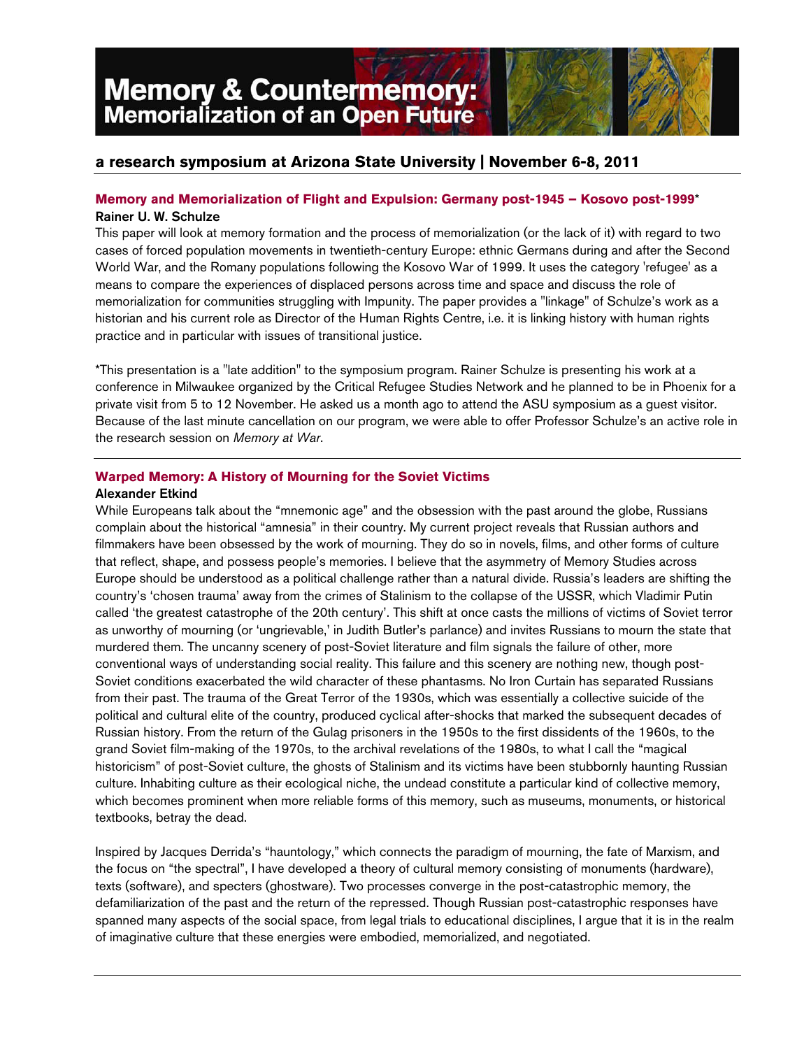# Memory & Countermemory: Memorialization of an Open Future

## a research symposium at Arizona State University | November 6-8, 2011

### Memory and Memorialization of Flight and Expulsion: Germany post-1945 – Kosovo post-1999*

**Rainer U. W. Schulze**

This paper will look at memory formation and the process of memorialization (or the lack of it) with regard to two cases of forced population movements in twentieth-century Europe: ethnic Germans during and after the Second World War, and the Romany populations following the Kosovo War of 1999. It uses the category 'refugee' as a means to compare the experiences of displaced persons across time and space and discuss the role of memorialization for communities struggling with Impunity. The paper provides a "linkage" of Schulze's work as a historian and his current role as Director of the Human Rights Centre, i.e. it is linking history with human rights practice and in particular with issues of transitional justice.

*This presentation is a "late addition" to the symposium program. Rainer Schulze is presenting his work at a conference in Milwaukee organized by the Critical Refugee Studies Network and he planned to be in Phoenix for a private visit from 5 to 12 November. He asked us a month ago to attend the ASU symposium as a guest visitor. Because of the last minute cancellation on our program, we were able to offer Professor Schulze's an active role in the research session on *Memory at War*.

---

### Warped Memory: A History of Mourning for the Soviet Victims

**Alexander Etkind**

While Europeans talk about the "mnemonic age" and the obsession with the past around the globe, Russians complain about the historical "amnesia" in their country. My current project reveals that Russian authors and filmmakers have been obsessed by the work of mourning. They do so in novels, films, and other forms of culture that reflect, shape, and possess people's memories. I believe that the asymmetry of Memory Studies across Europe should be understood as a political challenge rather than a natural divide. Russia's leaders are shifting the country's 'chosen trauma' away from the crimes of Stalinism to the collapse of the USSR, which Vladimir Putin called 'the greatest catastrophe of the 20th century'. This shift at once casts the millions of victims of Soviet terror as unworthy of mourning (or 'ungrievable,' in Judith Butler's parlance) and invites Russians to mourn the state that murdered them. The uncanny scenery of post-Soviet literature and film signals the failure of other, more conventional ways of understanding social reality. This failure and this scenery are nothing new, though post-Soviet conditions exacerbated the wild character of these phantasms. No Iron Curtain has separated Russians from their past. The trauma of the Great Terror of the 1930s, which was essentially a collective suicide of the political and cultural elite of the country, produced cyclical after-shocks that marked the subsequent decades of Russian history. From the return of the Gulag prisoners in the 1950s to the first dissidents of the 1960s, to the grand Soviet film-making of the 1970s, to the archival revelations of the 1980s, to what I call the "magical historicism" of post-Soviet culture, the ghosts of Stalinism and its victims have been stubbornly haunting Russian culture. Inhabiting culture as their ecological niche, the undead constitute a particular kind of collective memory, which becomes prominent when more reliable forms of this memory, such as museums, monuments, or historical textbooks, betray the dead.

Inspired by Jacques Derrida's "hauntology," which connects the paradigm of mourning, the fate of Marxism, and the focus on "the spectral", I have developed a theory of cultural memory consisting of monuments (hardware), texts (software), and specters (ghostware). Two processes converge in the post-catastrophic memory, the defamiliarization of the past and the return of the repressed. Though Russian post-catastrophic responses have spanned many aspects of the social space, from legal trials to educational disciplines, I argue that it is in the realm of imaginative culture that these energies were embodied, memorialized, and negotiated.

---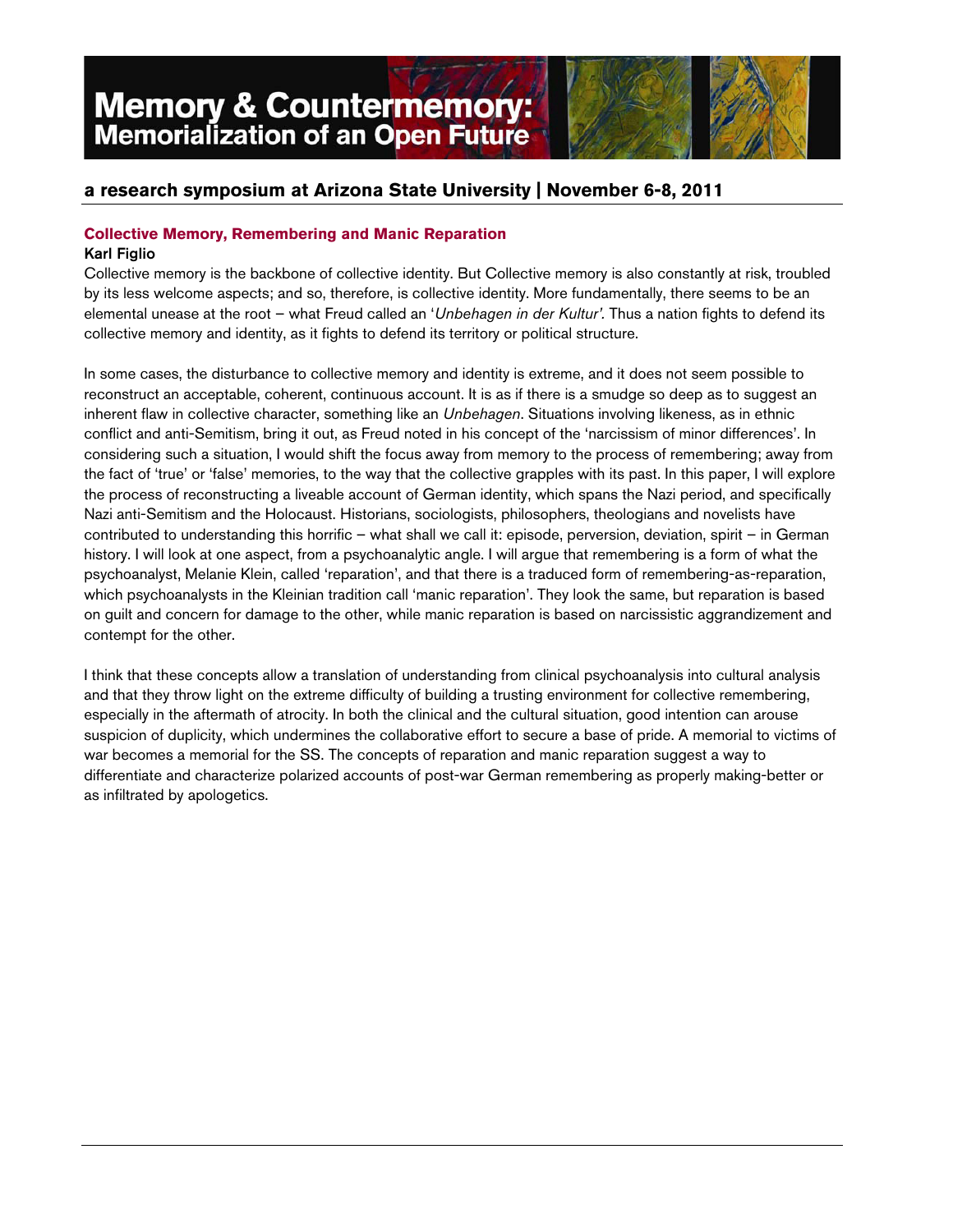## Collective Memory, Remembering and Manic Reparation

**Karl Figlio**

Collective memory is the backbone of collective identity. But Collective memory is also constantly at risk, troubled by its less welcome aspects; and so, therefore, is collective identity. More fundamentally, there seems to be an elemental unease at the root – what Freud called an '*Unbehagen in der Kultur'*. Thus a nation fights to defend its collective memory and identity, as it fights to defend its territory or political structure.

In some cases, the disturbance to collective memory and identity is extreme, and it does not seem possible to reconstruct an acceptable, coherent, continuous account. It is as if there is a smudge so deep as to suggest an inherent flaw in collective character, something like an *Unbehagen*. Situations involving likeness, as in ethnic conflict and anti-Semitism, bring it out, as Freud noted in his concept of the 'narcissism of minor differences'. In considering such a situation, I would shift the focus away from memory to the process of remembering; away from the fact of 'true' or 'false' memories, to the way that the collective grapples with its past. In this paper, I will explore the process of reconstructing a liveable account of German identity, which spans the Nazi period, and specifically Nazi anti-Semitism and the Holocaust. Historians, sociologists, philosophers, theologians and novelists have contributed to understanding this horrific – what shall we call it: episode, perversion, deviation, spirit – in German history. I will look at one aspect, from a psychoanalytic angle. I will argue that remembering is a form of what the psychoanalyst, Melanie Klein, called 'reparation', and that there is a traduced form of remembering-as-reparation, which psychoanalysts in the Kleinian tradition call 'manic reparation'. They look the same, but reparation is based on guilt and concern for damage to the other, while manic reparation is based on narcissistic aggrandizement and contempt for the other.

I think that these concepts allow a translation of understanding from clinical psychoanalysis into cultural analysis and that they throw light on the extreme difficulty of building a trusting environment for collective remembering, especially in the aftermath of atrocity. In both the clinical and the cultural situation, good intention can arouse suspicion of duplicity, which undermines the collaborative effort to secure a base of pride. A memorial to victims of war becomes a memorial for the SS. The concepts of reparation and manic reparation suggest a way to differentiate and characterize polarized accounts of post-war German remembering as properly making-better or as infiltrated by apologetics.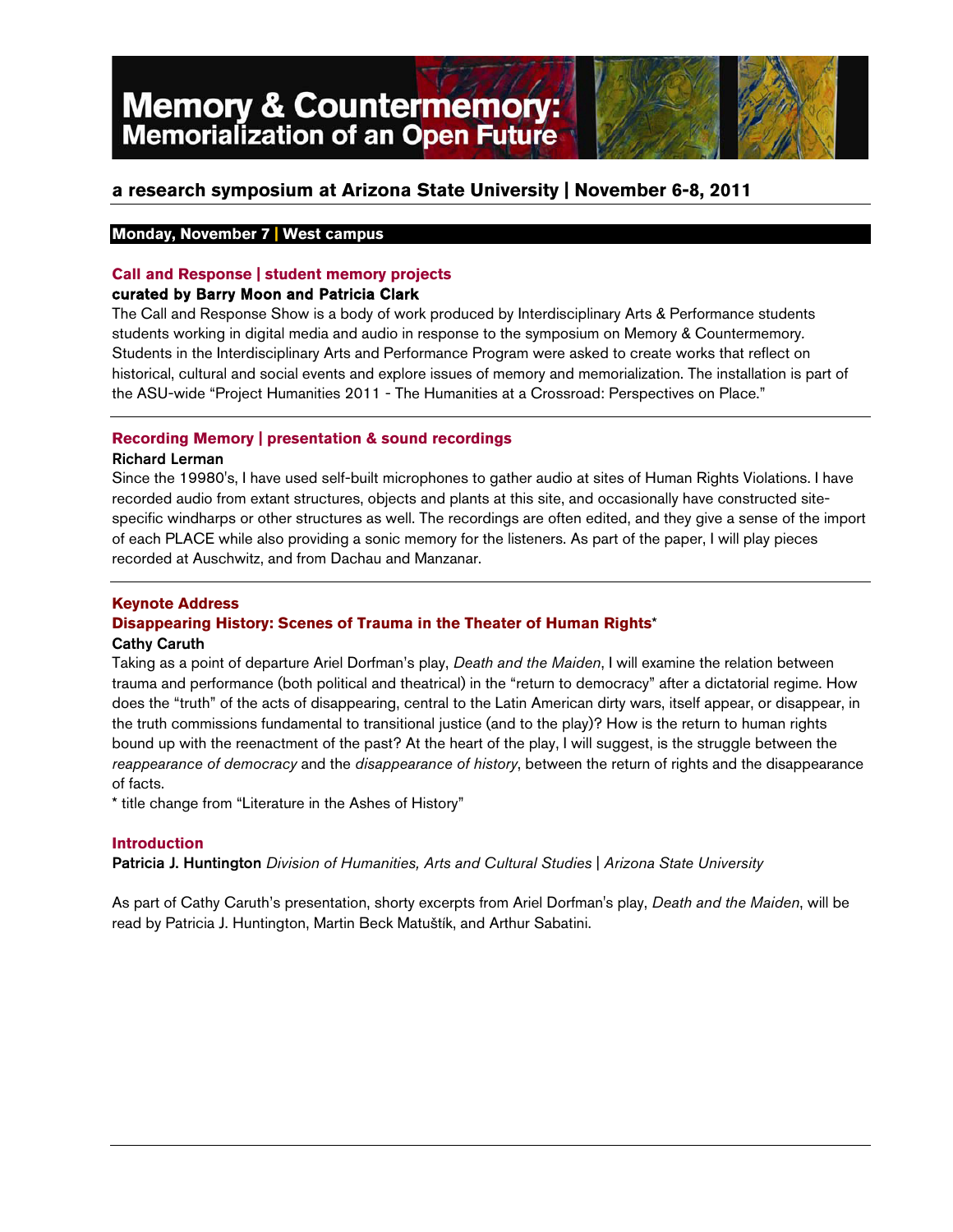# Memory & Countermemory: Memorialization of an Open Future

## a research symposium at Arizona State University | November 6-8, 2011

**Monday, November 7 | West campus**

### Call and Response | student memory projects

**curated by Barry Moon and Patricia Clark**

The Call and Response Show is a body of work produced by Interdisciplinary Arts & Performance students students working in digital media and audio in response to the symposium on Memory & Countermemory. Students in the Interdisciplinary Arts and Performance Program were asked to create works that reflect on historical, cultural and social events and explore issues of memory and memorialization. The installation is part of the ASU-wide "Project Humanities 2011 - The Humanities at a Crossroad: Perspectives on Place."

---

### Recording Memory | presentation & sound recordings

**Richard Lerman**

Since the 19980's, I have used self-built microphones to gather audio at sites of Human Rights Violations. I have recorded audio from extant structures, objects and plants at this site, and occasionally have constructed site-specific windharps or other structures as well. The recordings are often edited, and they give a sense of the import of each PLACE while also providing a sonic memory for the listeners. As part of the paper, I will play pieces recorded at Auschwitz, and from Dachau and Manzanar.

---

### Keynote Address

### Disappearing History: Scenes of Trauma in the Theater of Human Rights*

**Cathy Caruth**

Taking as a point of departure Ariel Dorfman's play, *Death and the Maiden*, I will examine the relation between trauma and performance (both political and theatrical) in the "return to democracy" after a dictatorial regime. How does the "truth" of the acts of disappearing, central to the Latin American dirty wars, itself appear, or disappear, in the truth commissions fundamental to transitional justice (and to the play)? How is the return to human rights bound up with the reenactment of the past? At the heart of the play, I will suggest, is the struggle between the *reappearance of democracy* and the *disappearance of history*, between the return of rights and the disappearance of facts.

* title change from "Literature in the Ashes of History"

### Introduction

**Patricia J. Huntington** *Division of Humanities, Arts and Cultural Studies | Arizona State University*

As part of Cathy Caruth's presentation, shorty excerpts from Ariel Dorfman's play, *Death and the Maiden*, will be read by Patricia J. Huntington, Martin Beck Matuštík, and Arthur Sabatini.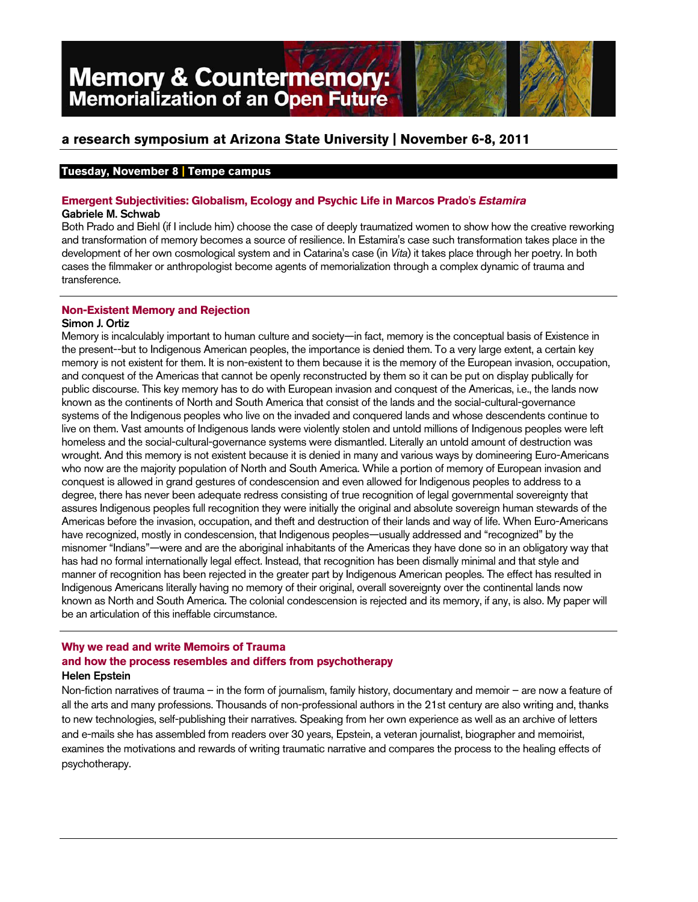# Memory & Countermemory: Memorialization of an Open Future

## a research symposium at Arizona State University | November 6-8, 2011

**Tuesday, November 8 | Tempe campus**

### Emergent Subjectivities: Globalism, Ecology and Psychic Life in Marcos Prado's *Estamira*

**Gabriele M. Schwab**

Both Prado and Biehl (if I include him) choose the case of deeply traumatized women to show how the creative reworking and transformation of memory becomes a source of resilience. In Estamira's case such transformation takes place in the development of her own cosmological system and in Catarina's case (in *Vita*) it takes place through her poetry. In both cases the filmmaker or anthropologist become agents of memorialization through a complex dynamic of trauma and transference.

### Non-Existent Memory and Rejection

**Simon J. Ortiz**

Memory is incalculably important to human culture and society—in fact, memory is the conceptual basis of Existence in the present--but to Indigenous American peoples, the importance is denied them. To a very large extent, a certain key memory is not existent for them. It is non-existent to them because it is the memory of the European invasion, occupation, and conquest of the Americas that cannot be openly reconstructed by them so it can be put on display publically for public discourse. This key memory has to do with European invasion and conquest of the Americas, i.e., the lands now known as the continents of North and South America that consist of the lands and the social-cultural-governance systems of the Indigenous peoples who live on the invaded and conquered lands and whose descendents continue to live on them. Vast amounts of Indigenous lands were violently stolen and untold millions of Indigenous peoples were left homeless and the social-cultural-governance systems were dismantled. Literally an untold amount of destruction was wrought. And this memory is not existent because it is denied in many and various ways by domineering Euro-Americans who now are the majority population of North and South America. While a portion of memory of European invasion and conquest is allowed in grand gestures of condescension and even allowed for Indigenous peoples to address to a degree, there has never been adequate redress consisting of true recognition of legal governmental sovereignty that assures Indigenous peoples full recognition they were initially the original and absolute sovereign human stewards of the Americas before the invasion, occupation, and theft and destruction of their lands and way of life. When Euro-Americans have recognized, mostly in condescension, that Indigenous peoples—usually addressed and "recognized" by the misnomer "Indians"—were and are the aboriginal inhabitants of the Americas they have done so in an obligatory way that has had no formal internationally legal effect. Instead, that recognition has been dismally minimal and that style and manner of recognition has been rejected in the greater part by Indigenous American peoples. The effect has resulted in Indigenous Americans literally having no memory of their original, overall sovereignty over the continental lands now known as North and South America. The colonial condescension is rejected and its memory, if any, is also. My paper will be an articulation of this ineffable circumstance.

### Why we read and write Memoirs of Trauma and how the process resembles and differs from psychotherapy

**Helen Epstein**

Non-fiction narratives of trauma – in the form of journalism, family history, documentary and memoir – are now a feature of all the arts and many professions. Thousands of non-professional authors in the 21st century are also writing and, thanks to new technologies, self-publishing their narratives. Speaking from her own experience as well as an archive of letters and e-mails she has assembled from readers over 30 years, Epstein, a veteran journalist, biographer and memoirist, examines the motivations and rewards of writing traumatic narrative and compares the process to the healing effects of psychotherapy.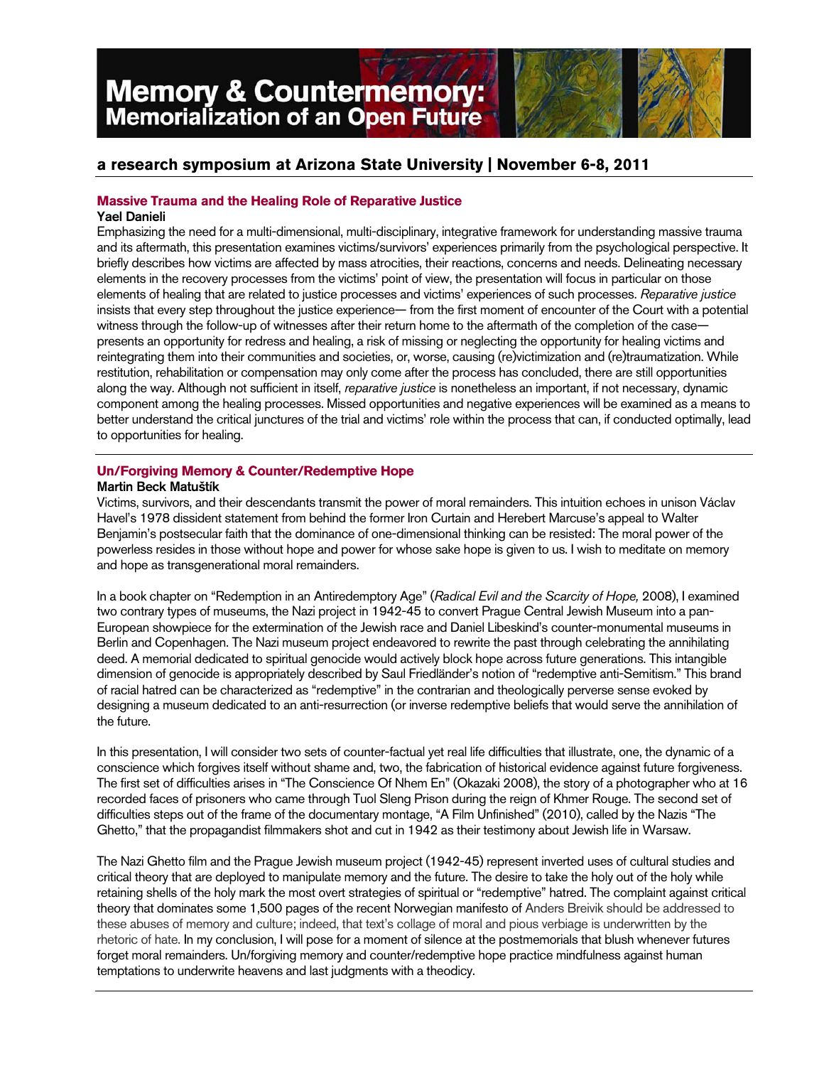# Memory & Countermemory: Memorialization of an Open Future

## a research symposium at Arizona State University | November 6-8, 2011

### Massive Trauma and the Healing Role of Reparative Justice

**Yael Danieli**

Emphasizing the need for a multi-dimensional, multi-disciplinary, integrative framework for understanding massive trauma and its aftermath, this presentation examines victims/survivors' experiences primarily from the psychological perspective. It briefly describes how victims are affected by mass atrocities, their reactions, concerns and needs. Delineating necessary elements in the recovery processes from the victims' point of view, the presentation will focus in particular on those elements of healing that are related to justice processes and victims' experiences of such processes. *Reparative justice* insists that every step throughout the justice experience— from the first moment of encounter of the Court with a potential witness through the follow-up of witnesses after their return home to the aftermath of the completion of the case— presents an opportunity for redress and healing, a risk of missing or neglecting the opportunity for healing victims and reintegrating them into their communities and societies, or, worse, causing (re)victimization and (re)traumatization. While restitution, rehabilitation or compensation may only come after the process has concluded, there are still opportunities along the way. Although not sufficient in itself, *reparative justice* is nonetheless an important, if not necessary, dynamic component among the healing processes. Missed opportunities and negative experiences will be examined as a means to better understand the critical junctures of the trial and victims' role within the process that can, if conducted optimally, lead to opportunities for healing.

### Un/Forgiving Memory & Counter/Redemptive Hope

**Martin Beck Matuštík**

Victims, survivors, and their descendants transmit the power of moral remainders. This intuition echoes in unison Václav Havel's 1978 dissident statement from behind the former Iron Curtain and Herebert Marcuse's appeal to Walter Benjamin's postsecular faith that the dominance of one-dimensional thinking can be resisted: The moral power of the powerless resides in those without hope and power for whose sake hope is given to us. I wish to meditate on memory and hope as transgenerational moral remainders.

In a book chapter on "Redemption in an Antiredemptory Age" (*Radical Evil and the Scarcity of Hope,* 2008), I examined two contrary types of museums, the Nazi project in 1942-45 to convert Prague Central Jewish Museum into a pan-European showpiece for the extermination of the Jewish race and Daniel Libeskind's counter-monumental museums in Berlin and Copenhagen. The Nazi museum project endeavored to rewrite the past through celebrating the annihilating deed. A memorial dedicated to spiritual genocide would actively block hope across future generations. This intangible dimension of genocide is appropriately described by Saul Friedländer's notion of "redemptive anti-Semitism." This brand of racial hatred can be characterized as "redemptive" in the contrarian and theologically perverse sense evoked by designing a museum dedicated to an anti-resurrection (or inverse redemptive beliefs that would serve the annihilation of the future.

In this presentation, I will consider two sets of counter-factual yet real life difficulties that illustrate, one, the dynamic of a conscience which forgives itself without shame and, two, the fabrication of historical evidence against future forgiveness. The first set of difficulties arises in "The Conscience Of Nhem En" (Okazaki 2008), the story of a photographer who at 16 recorded faces of prisoners who came through Tuol Sleng Prison during the reign of Khmer Rouge. The second set of difficulties steps out of the frame of the documentary montage, "A Film Unfinished" (2010), called by the Nazis "The Ghetto," that the propagandist filmmakers shot and cut in 1942 as their testimony about Jewish life in Warsaw.

The Nazi Ghetto film and the Prague Jewish museum project (1942-45) represent inverted uses of cultural studies and critical theory that are deployed to manipulate memory and the future. The desire to take the holy out of the holy while retaining shells of the holy mark the most overt strategies of spiritual or "redemptive" hatred. The complaint against critical theory that dominates some 1,500 pages of the recent Norwegian manifesto of Anders Breivik should be addressed to these abuses of memory and culture; indeed, that text's collage of moral and pious verbiage is underwritten by the rhetoric of hate. In my conclusion, I will pose for a moment of silence at the postmemorials that blush whenever futures forget moral remainders. Un/forgiving memory and counter/redemptive hope practice mindfulness against human temptations to underwrite heavens and last judgments with a theodicy.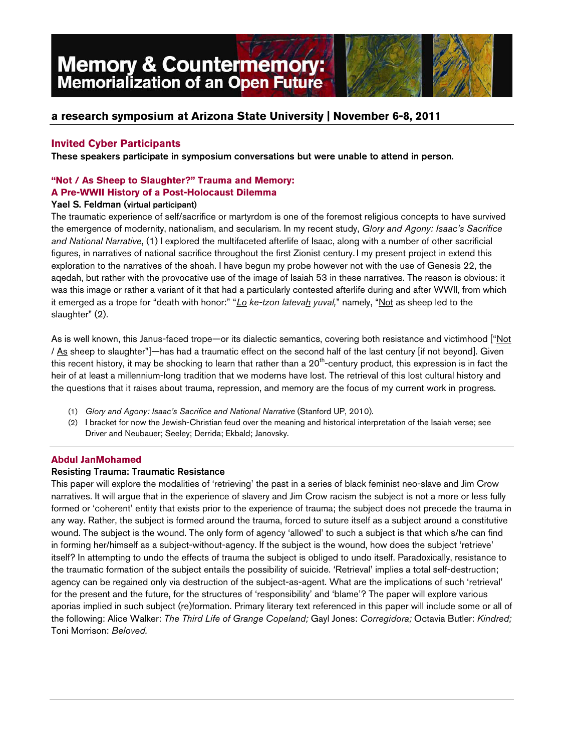# Memory & Countermemory: Memorialization of an Open Future

## a research symposium at Arizona State University | November 6-8, 2011

### Invited Cyber Participants

**These speakers participate in symposium conversations but were unable to attend in person.**

### "Not / As Sheep to Slaughter?" Trauma and Memory: A Pre-WWII History of a Post-Holocaust Dilemma

**Yael S. Feldman (virtual participant)**

The traumatic experience of self/sacrifice or martyrdom is one of the foremost religious concepts to have survived the emergence of modernity, nationalism, and secularism. In my recent study, *Glory and Agony: Isaac's Sacrifice and National Narrative*, (1) I explored the multifaceted afterlife of Isaac, along with a number of other sacrificial figures, in narratives of national sacrifice throughout the first Zionist century. I my present project in extend this exploration to the narratives of the shoah. I have begun my probe however not with the use of Genesis 22, the aqedah, but rather with the provocative use of the image of Isaiah 53 in these narratives. The reason is obvious: it was this image or rather a variant of it that had a particularly contested afterlife during and after WWII, from which it emerged as a trope for "death with honor:" "*Lo ke-tzon latevah yuval,*" namely, "Not as sheep led to the slaughter" (2).

As is well known, this Janus-faced trope—or its dialectic semantics, covering both resistance and victimhood ["Not / As sheep to slaughter"]—has had a traumatic effect on the second half of the last century [if not beyond]. Given this recent history, it may be shocking to learn that rather than a 20th-century product, this expression is in fact the heir of at least a millennium-long tradition that we moderns have lost. The retrieval of this lost cultural history and the questions that it raises about trauma, repression, and memory are the focus of my current work in progress.

(1) *Glory and Agony: Isaac's Sacrifice and National Narrative* (Stanford UP, 2010).

(2) I bracket for now the Jewish-Christian feud over the meaning and historical interpretation of the Isaiah verse; see Driver and Neubauer; Seeley; Derrida; Ekbald; Janovsky.

---

### Abdul JanMohamed

**Resisting Trauma: Traumatic Resistance**

This paper will explore the modalities of 'retrieving' the past in a series of black feminist neo-slave and Jim Crow narratives. It will argue that in the experience of slavery and Jim Crow racism the subject is not a more or less fully formed or 'coherent' entity that exists prior to the experience of trauma; the subject does not precede the trauma in any way. Rather, the subject is formed around the trauma, forced to suture itself as a subject around a constitutive wound. The subject is the wound. The only form of agency 'allowed' to such a subject is that which s/he can find in forming her/himself as a subject-without-agency. If the subject is the wound, how does the subject 'retrieve' itself? In attempting to undo the effects of trauma the subject is obliged to undo itself. Paradoxically, resistance to the traumatic formation of the subject entails the possibility of suicide. 'Retrieval' implies a total self-destruction; agency can be regained only via destruction of the subject-as-agent. What are the implications of such 'retrieval' for the present and the future, for the structures of 'responsibility' and 'blame'? The paper will explore various aporias implied in such subject (re)formation. Primary literary text referenced in this paper will include some or all of the following: Alice Walker: *The Third Life of Grange Copeland;* Gayl Jones: *Corregidora;* Octavia Butler: *Kindred;* Toni Morrison: *Beloved.*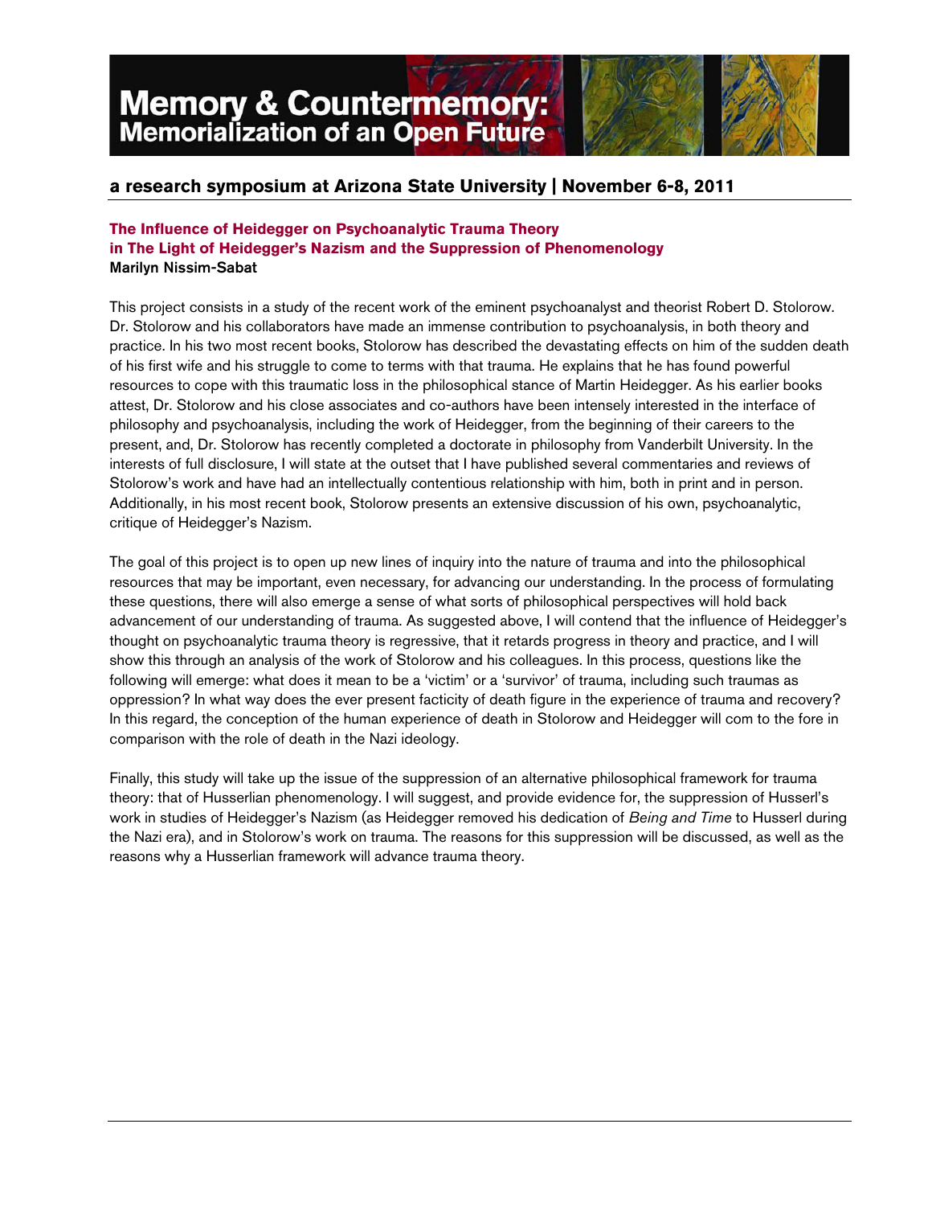# Memory & Countermemory: Memorialization of an Open Future

## a research symposium at Arizona State University | November 6-8, 2011

### The Influence of Heidegger on Psychoanalytic Trauma Theory in The Light of Heidegger's Nazism and the Suppression of Phenomenology

**Marilyn Nissim-Sabat**

This project consists in a study of the recent work of the eminent psychoanalyst and theorist Robert D. Stolorow. Dr. Stolorow and his collaborators have made an immense contribution to psychoanalysis, in both theory and practice. In his two most recent books, Stolorow has described the devastating effects on him of the sudden death of his first wife and his struggle to come to terms with that trauma. He explains that he has found powerful resources to cope with this traumatic loss in the philosophical stance of Martin Heidegger. As his earlier books attest, Dr. Stolorow and his close associates and co-authors have been intensely interested in the interface of philosophy and psychoanalysis, including the work of Heidegger, from the beginning of their careers to the present, and, Dr. Stolorow has recently completed a doctorate in philosophy from Vanderbilt University. In the interests of full disclosure, I will state at the outset that I have published several commentaries and reviews of Stolorow's work and have had an intellectually contentious relationship with him, both in print and in person. Additionally, in his most recent book, Stolorow presents an extensive discussion of his own, psychoanalytic, critique of Heidegger's Nazism.

The goal of this project is to open up new lines of inquiry into the nature of trauma and into the philosophical resources that may be important, even necessary, for advancing our understanding. In the process of formulating these questions, there will also emerge a sense of what sorts of philosophical perspectives will hold back advancement of our understanding of trauma. As suggested above, I will contend that the influence of Heidegger's thought on psychoanalytic trauma theory is regressive, that it retards progress in theory and practice, and I will show this through an analysis of the work of Stolorow and his colleagues. In this process, questions like the following will emerge: what does it mean to be a 'victim' or a 'survivor' of trauma, including such traumas as oppression? In what way does the ever present facticity of death figure in the experience of trauma and recovery? In this regard, the conception of the human experience of death in Stolorow and Heidegger will com to the fore in comparison with the role of death in the Nazi ideology.

Finally, this study will take up the issue of the suppression of an alternative philosophical framework for trauma theory: that of Husserlian phenomenology. I will suggest, and provide evidence for, the suppression of Husserl's work in studies of Heidegger's Nazism (as Heidegger removed his dedication of *Being and Time* to Husserl during the Nazi era), and in Stolorow's work on trauma. The reasons for this suppression will be discussed, as well as the reasons why a Husserlian framework will advance trauma theory.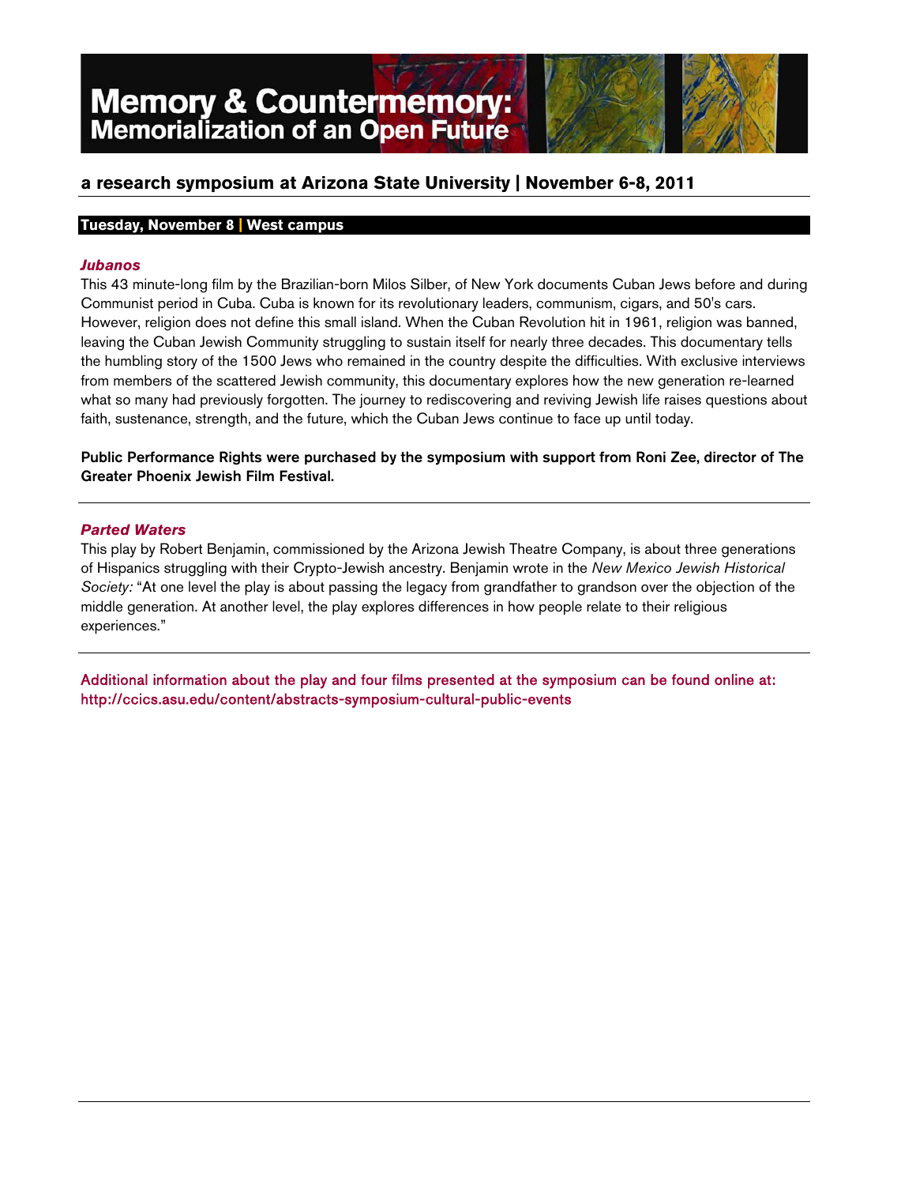# Memory & Countermemory: Memorialization of an Open Future

## a research symposium at Arizona State University | November 6-8, 2011

**Tuesday, November 8 | West campus**

***Jubanos***

This 43 minute-long film by the Brazilian-born Milos Silber, of New York documents Cuban Jews before and during Communist period in Cuba. Cuba is known for its revolutionary leaders, communism, cigars, and 50's cars. However, religion does not define this small island. When the Cuban Revolution hit in 1961, religion was banned, leaving the Cuban Jewish Community struggling to sustain itself for nearly three decades. This documentary tells the humbling story of the 1500 Jews who remained in the country despite the difficulties. With exclusive interviews from members of the scattered Jewish community, this documentary explores how the new generation re-learned what so many had previously forgotten. The journey to rediscovering and reviving Jewish life raises questions about faith, sustenance, strength, and the future, which the Cuban Jews continue to face up until today.

**Public Performance Rights were purchased by the symposium with support from Roni Zee, director of The Greater Phoenix Jewish Film Festival.**

---

***Parted Waters***

This play by Robert Benjamin, commissioned by the Arizona Jewish Theatre Company, is about three generations of Hispanics struggling with their Crypto-Jewish ancestry. Benjamin wrote in the *New Mexico Jewish Historical Society:* "At one level the play is about passing the legacy from grandfather to grandson over the objection of the middle generation. At another level, the play explores differences in how people relate to their religious experiences."

---

Additional information about the play and four films presented at the symposium can be found online at: http://ccics.asu.edu/content/abstracts-symposium-cultural-public-events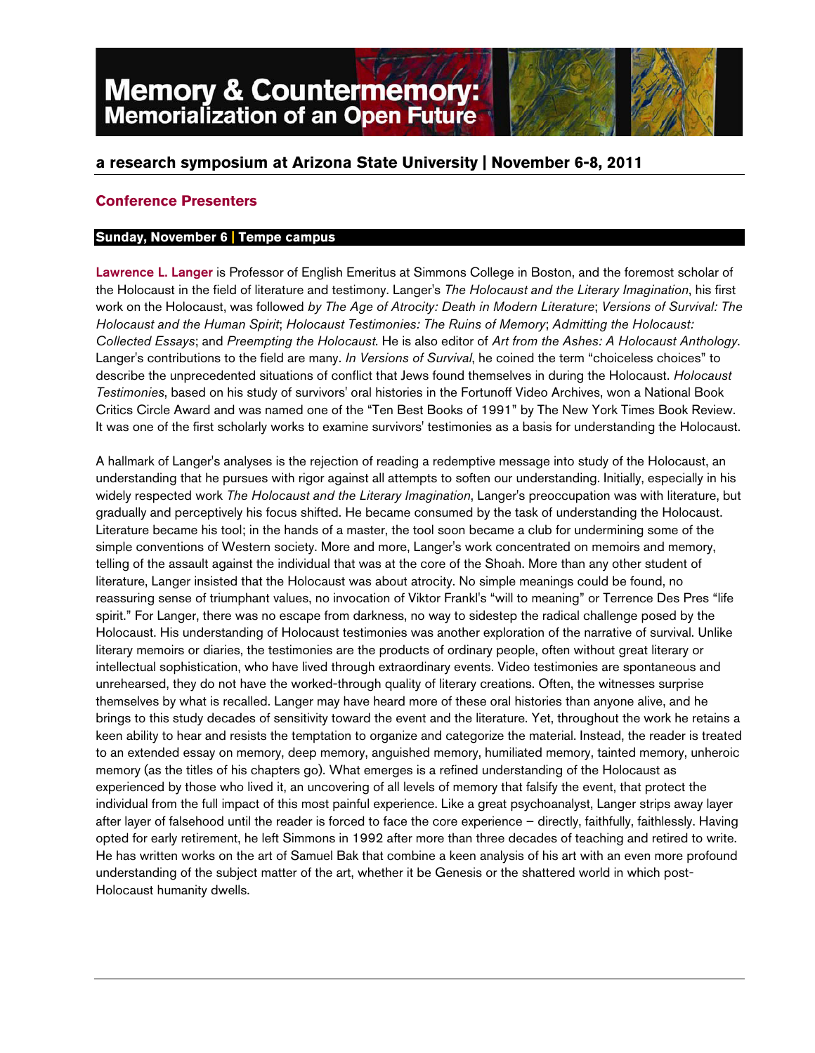# Memory & Countermemory: Memorialization of an Open Future

## a research symposium at Arizona State University | November 6-8, 2011

### Conference Presenters

**Sunday, November 6 | Tempe campus**

**Lawrence L. Langer** is Professor of English Emeritus at Simmons College in Boston, and the foremost scholar of the Holocaust in the field of literature and testimony. Langer's *The Holocaust and the Literary Imagination*, his first work on the Holocaust, was followed *by The Age of Atrocity: Death in Modern Literature*; *Versions of Survival: The Holocaust and the Human Spirit*; *Holocaust Testimonies: The Ruins of Memory*; *Admitting the Holocaust: Collected Essays*; and *Preempting the Holocaust*. He is also editor of *Art from the Ashes: A Holocaust Anthology*. Langer's contributions to the field are many. *In Versions of Survival*, he coined the term "choiceless choices" to describe the unprecedented situations of conflict that Jews found themselves in during the Holocaust. *Holocaust Testimonies*, based on his study of survivors' oral histories in the Fortunoff Video Archives, won a National Book Critics Circle Award and was named one of the "Ten Best Books of 1991" by The New York Times Book Review. It was one of the first scholarly works to examine survivors' testimonies as a basis for understanding the Holocaust.

A hallmark of Langer's analyses is the rejection of reading a redemptive message into study of the Holocaust, an understanding that he pursues with rigor against all attempts to soften our understanding. Initially, especially in his widely respected work *The Holocaust and the Literary Imagination*, Langer's preoccupation was with literature, but gradually and perceptively his focus shifted. He became consumed by the task of understanding the Holocaust. Literature became his tool; in the hands of a master, the tool soon became a club for undermining some of the simple conventions of Western society. More and more, Langer's work concentrated on memoirs and memory, telling of the assault against the individual that was at the core of the Shoah. More than any other student of literature, Langer insisted that the Holocaust was about atrocity. No simple meanings could be found, no reassuring sense of triumphant values, no invocation of Viktor Frankl's "will to meaning" or Terrence Des Pres "life spirit." For Langer, there was no escape from darkness, no way to sidestep the radical challenge posed by the Holocaust. His understanding of Holocaust testimonies was another exploration of the narrative of survival. Unlike literary memoirs or diaries, the testimonies are the products of ordinary people, often without great literary or intellectual sophistication, who have lived through extraordinary events. Video testimonies are spontaneous and unrehearsed, they do not have the worked-through quality of literary creations. Often, the witnesses surprise themselves by what is recalled. Langer may have heard more of these oral histories than anyone alive, and he brings to this study decades of sensitivity toward the event and the literature. Yet, throughout the work he retains a keen ability to hear and resists the temptation to organize and categorize the material. Instead, the reader is treated to an extended essay on memory, deep memory, anguished memory, humiliated memory, tainted memory, unheroic memory (as the titles of his chapters go). What emerges is a refined understanding of the Holocaust as experienced by those who lived it, an uncovering of all levels of memory that falsify the event, that protect the individual from the full impact of this most painful experience. Like a great psychoanalyst, Langer strips away layer after layer of falsehood until the reader is forced to face the core experience – directly, faithfully, faithlessly. Having opted for early retirement, he left Simmons in 1992 after more than three decades of teaching and retired to write. He has written works on the art of Samuel Bak that combine a keen analysis of his art with an even more profound understanding of the subject matter of the art, whether it be Genesis or the shattered world in which post-Holocaust humanity dwells.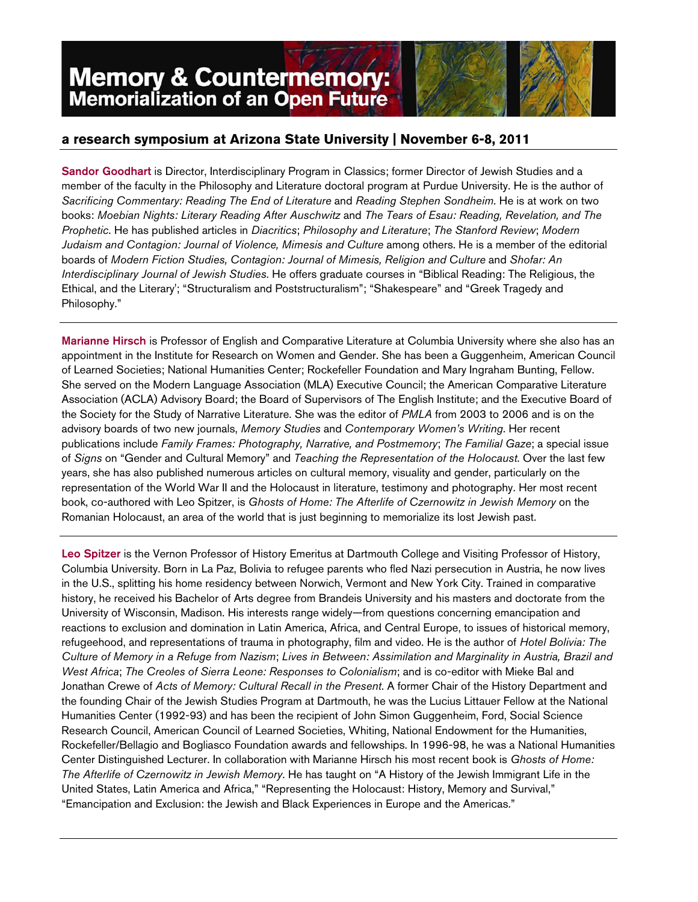# Memory & Countermemory: Memorialization of an Open Future

## a research symposium at Arizona State University | November 6-8, 2011

---

**Sandor Goodhart** is Director, Interdisciplinary Program in Classics; former Director of Jewish Studies and a member of the faculty in the Philosophy and Literature doctoral program at Purdue University. He is the author of *Sacrificing Commentary: Reading The End of Literature* and *Reading Stephen Sondheim*. He is at work on two books: *Moebian Nights: Literary Reading After Auschwitz* and *The Tears of Esau: Reading, Revelation, and The Prophetic*. He has published articles in *Diacritics*; *Philosophy and Literature*; *The Stanford Review*; *Modern Judaism and Contagion: Journal of Violence, Mimesis and Culture* among others. He is a member of the editorial boards of *Modern Fiction Studies, Contagion: Journal of Mimesis, Religion and Culture* and *Shofar: An Interdisciplinary Journal of Jewish Studies*. He offers graduate courses in "Biblical Reading: The Religious, the Ethical, and the Literary'; "Structuralism and Poststructuralism"; "Shakespeare" and "Greek Tragedy and Philosophy."

---

**Marianne Hirsch** is Professor of English and Comparative Literature at Columbia University where she also has an appointment in the Institute for Research on Women and Gender. She has been a Guggenheim, American Council of Learned Societies; National Humanities Center; Rockefeller Foundation and Mary Ingraham Bunting, Fellow. She served on the Modern Language Association (MLA) Executive Council; the American Comparative Literature Association (ACLA) Advisory Board; the Board of Supervisors of The English Institute; and the Executive Board of the Society for the Study of Narrative Literature. She was the editor of *PMLA* from 2003 to 2006 and is on the advisory boards of two new journals, *Memory Studies* and *Contemporary Women's Writing*. Her recent publications include *Family Frames: Photography, Narrative, and Postmemory*; *The Familial Gaze*; a special issue of *Signs* on "Gender and Cultural Memory" and *Teaching the Representation of the Holocaust*. Over the last few years, she has also published numerous articles on cultural memory, visuality and gender, particularly on the representation of the World War II and the Holocaust in literature, testimony and photography. Her most recent book, co-authored with Leo Spitzer, is *Ghosts of Home: The Afterlife of Czernowitz in Jewish Memory* on the Romanian Holocaust, an area of the world that is just beginning to memorialize its lost Jewish past.

---

**Leo Spitzer** is the Vernon Professor of History Emeritus at Dartmouth College and Visiting Professor of History, Columbia University. Born in La Paz, Bolivia to refugee parents who fled Nazi persecution in Austria, he now lives in the U.S., splitting his home residency between Norwich, Vermont and New York City. Trained in comparative history, he received his Bachelor of Arts degree from Brandeis University and his masters and doctorate from the University of Wisconsin, Madison. His interests range widely—from questions concerning emancipation and reactions to exclusion and domination in Latin America, Africa, and Central Europe, to issues of historical memory, refugeehood, and representations of trauma in photography, film and video. He is the author of *Hotel Bolivia: The Culture of Memory in a Refuge from Nazism*; *Lives in Between: Assimilation and Marginality in Austria, Brazil and West Africa*; *The Creoles of Sierra Leone: Responses to Colonialism*; and is co-editor with Mieke Bal and Jonathan Crewe of *Acts of Memory: Cultural Recall in the Present*. A former Chair of the History Department and the founding Chair of the Jewish Studies Program at Dartmouth, he was the Lucius Littauer Fellow at the National Humanities Center (1992-93) and has been the recipient of John Simon Guggenheim, Ford, Social Science Research Council, American Council of Learned Societies, Whiting, National Endowment for the Humanities, Rockefeller/Bellagio and Bogliasco Foundation awards and fellowships. In 1996-98, he was a National Humanities Center Distinguished Lecturer. In collaboration with Marianne Hirsch his most recent book is *Ghosts of Home: The Afterlife of Czernowitz in Jewish Memory*. He has taught on "A History of the Jewish Immigrant Life in the United States, Latin America and Africa," "Representing the Holocaust: History, Memory and Survival," "Emancipation and Exclusion: the Jewish and Black Experiences in Europe and the Americas."

---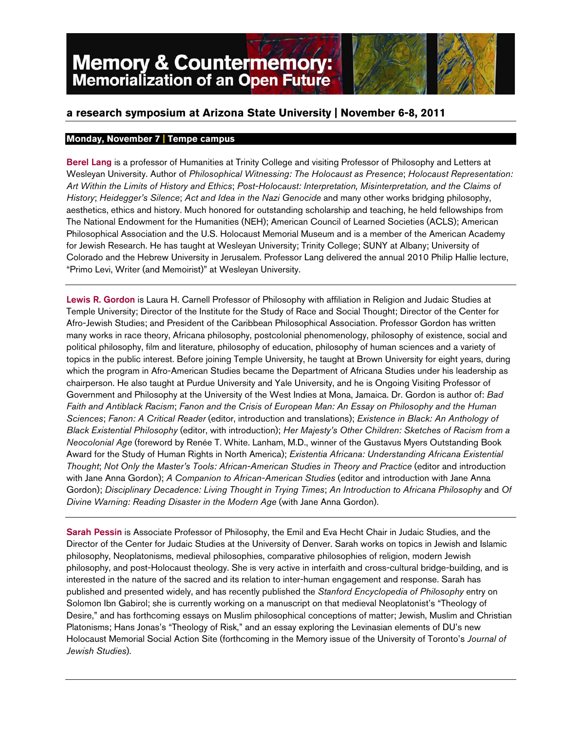# Memory & Countermemory: Memorialization of an Open Future

## a research symposium at Arizona State University | November 6-8, 2011

### Monday, November 7 | Tempe campus

**Berel Lang** is a professor of Humanities at Trinity College and visiting Professor of Philosophy and Letters at Wesleyan University. Author of *Philosophical Witnessing: The Holocaust as Presence*; *Holocaust Representation: Art Within the Limits of History and Ethics*; *Post-Holocaust: Interpretation, Misinterpretation, and the Claims of History*; *Heidegger's Silence*; *Act and Idea in the Nazi Genocide* and many other works bridging philosophy, aesthetics, ethics and history. Much honored for outstanding scholarship and teaching, he held fellowships from The National Endowment for the Humanities (NEH); American Council of Learned Societies (ACLS); American Philosophical Association and the U.S. Holocaust Memorial Museum and is a member of the American Academy for Jewish Research. He has taught at Wesleyan University; Trinity College; SUNY at Albany; University of Colorado and the Hebrew University in Jerusalem. Professor Lang delivered the annual 2010 Philip Hallie lecture, "Primo Levi, Writer (and Memoirist)" at Wesleyan University.

---

**Lewis R. Gordon** is Laura H. Carnell Professor of Philosophy with affiliation in Religion and Judaic Studies at Temple University; Director of the Institute for the Study of Race and Social Thought; Director of the Center for Afro-Jewish Studies; and President of the Caribbean Philosophical Association. Professor Gordon has written many works in race theory, Africana philosophy, postcolonial phenomenology, philosophy of existence, social and political philosophy, film and literature, philosophy of education, philosophy of human sciences and a variety of topics in the public interest. Before joining Temple University, he taught at Brown University for eight years, during which the program in Afro-American Studies became the Department of Africana Studies under his leadership as chairperson. He also taught at Purdue University and Yale University, and he is Ongoing Visiting Professor of Government and Philosophy at the University of the West Indies at Mona, Jamaica. Dr. Gordon is author of: *Bad Faith and Antiblack Racism*; *Fanon and the Crisis of European Man: An Essay on Philosophy and the Human Sciences*; *Fanon: A Critical Reader* (editor, introduction and translations); *Existence in Black: An Anthology of Black Existential Philosophy* (editor, with introduction); *Her Majesty's Other Children: Sketches of Racism from a Neocolonial Age* (foreword by Renée T. White. Lanham, M.D., winner of the Gustavus Myers Outstanding Book Award for the Study of Human Rights in North America); *Existentia Africana: Understanding Africana Existential Thought*; *Not Only the Master's Tools: African-American Studies in Theory and Practice* (editor and introduction with Jane Anna Gordon); *A Companion to African-American Studies* (editor and introduction with Jane Anna Gordon); *Disciplinary Decadence: Living Thought in Trying Times*; *An Introduction to Africana Philosophy* and *Of Divine Warning: Reading Disaster in the Modern Age* (with Jane Anna Gordon).

---

**Sarah Pessin** is Associate Professor of Philosophy, the Emil and Eva Hecht Chair in Judaic Studies, and the Director of the Center for Judaic Studies at the University of Denver. Sarah works on topics in Jewish and Islamic philosophy, Neoplatonisms, medieval philosophies, comparative philosophies of religion, modern Jewish philosophy, and post-Holocaust theology. She is very active in interfaith and cross-cultural bridge-building, and is interested in the nature of the sacred and its relation to inter-human engagement and response. Sarah has published and presented widely, and has recently published the *Stanford Encyclopedia of Philosophy* entry on Solomon Ibn Gabirol; she is currently working on a manuscript on that medieval Neoplatonist's "Theology of Desire," and has forthcoming essays on Muslim philosophical conceptions of matter; Jewish, Muslim and Christian Platonisms; Hans Jonas's "Theology of Risk," and an essay exploring the Levinasian elements of DU's new Holocaust Memorial Social Action Site (forthcoming in the Memory issue of the University of Toronto's *Journal of Jewish Studies*).

---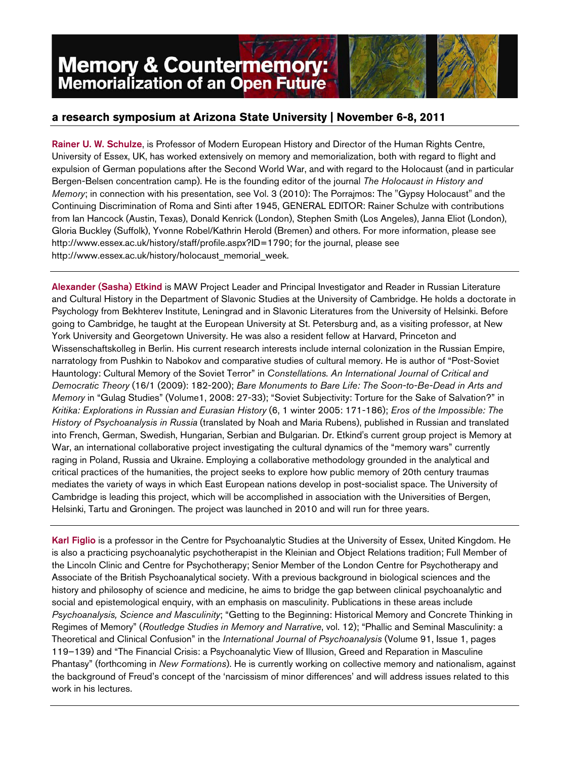# Memory & Countermemory: Memorialization of an Open Future

## a research symposium at Arizona State University | November 6-8, 2011

**Rainer U. W. Schulze**, is Professor of Modern European History and Director of the Human Rights Centre, University of Essex, UK, has worked extensively on memory and memorialization, both with regard to flight and expulsion of German populations after the Second World War, and with regard to the Holocaust (and in particular Bergen-Belsen concentration camp). He is the founding editor of the journal *The Holocaust in History and Memory*; in connection with his presentation, see Vol. 3 (2010): The Porrajmos: The "Gypsy Holocaust" and the Continuing Discrimination of Roma and Sinti after 1945, GENERAL EDITOR: Rainer Schulze with contributions from Ian Hancock (Austin, Texas), Donald Kenrick (London), Stephen Smith (Los Angeles), Janna Eliot (London), Gloria Buckley (Suffolk), Yvonne Robel/Kathrin Herold (Bremen) and others. For more information, please see http://www.essex.ac.uk/history/staff/profile.aspx?ID=1790; for the journal, please see http://www.essex.ac.uk/history/holocaust_memorial_week.

---

**Alexander (Sasha) Etkind** is MAW Project Leader and Principal Investigator and Reader in Russian Literature and Cultural History in the Department of Slavonic Studies at the University of Cambridge. He holds a doctorate in Psychology from Bekhterev Institute, Leningrad and in Slavonic Literatures from the University of Helsinki. Before going to Cambridge, he taught at the European University at St. Petersburg and, as a visiting professor, at New York University and Georgetown University. He was also a resident fellow at Harvard, Princeton and Wissenschaftskolleg in Berlin. His current research interests include internal colonization in the Russian Empire, narratology from Pushkin to Nabokov and comparative studies of cultural memory. He is author of "Post-Soviet Hauntology: Cultural Memory of the Soviet Terror" in *Constellations. An International Journal of Critical and Democratic Theory* (16/1 (2009): 182-200); *Bare Monuments to Bare Life: The Soon-to-Be-Dead in Arts and Memory* in "Gulag Studies" (Volume1, 2008: 27-33); "Soviet Subjectivity: Torture for the Sake of Salvation?" in *Kritika: Explorations in Russian and Eurasian History* (6, 1 winter 2005: 171-186); *Eros of the Impossible: The History of Psychoanalysis in Russia* (translated by Noah and Maria Rubens), published in Russian and translated into French, German, Swedish, Hungarian, Serbian and Bulgarian. Dr. Etkind's current group project is Memory at War, an international collaborative project investigating the cultural dynamics of the "memory wars" currently raging in Poland, Russia and Ukraine. Employing a collaborative methodology grounded in the analytical and critical practices of the humanities, the project seeks to explore how public memory of 20th century traumas mediates the variety of ways in which East European nations develop in post-socialist space. The University of Cambridge is leading this project, which will be accomplished in association with the Universities of Bergen, Helsinki, Tartu and Groningen. The project was launched in 2010 and will run for three years.

---

**Karl Figlio** is a professor in the Centre for Psychoanalytic Studies at the University of Essex, United Kingdom. He is also a practicing psychoanalytic psychotherapist in the Kleinian and Object Relations tradition; Full Member of the Lincoln Clinic and Centre for Psychotherapy; Senior Member of the London Centre for Psychotherapy and Associate of the British Psychoanalytical society. With a previous background in biological sciences and the history and philosophy of science and medicine, he aims to bridge the gap between clinical psychoanalytic and social and epistemological enquiry, with an emphasis on masculinity. Publications in these areas include *Psychoanalysis, Science and Masculinity*; "Getting to the Beginning: Historical Memory and Concrete Thinking in Regimes of Memory" (*Routledge Studies in Memory and Narrative*, vol. 12); "Phallic and Seminal Masculinity: a Theoretical and Clinical Confusion" in the *International Journal of Psychoanalysis* (Volume 91, Issue 1, pages 119–139) and "The Financial Crisis: a Psychoanalytic View of Illusion, Greed and Reparation in Masculine Phantasy" (forthcoming in *New Formations*). He is currently working on collective memory and nationalism, against the background of Freud's concept of the 'narcissism of minor differences' and will address issues related to this work in his lectures.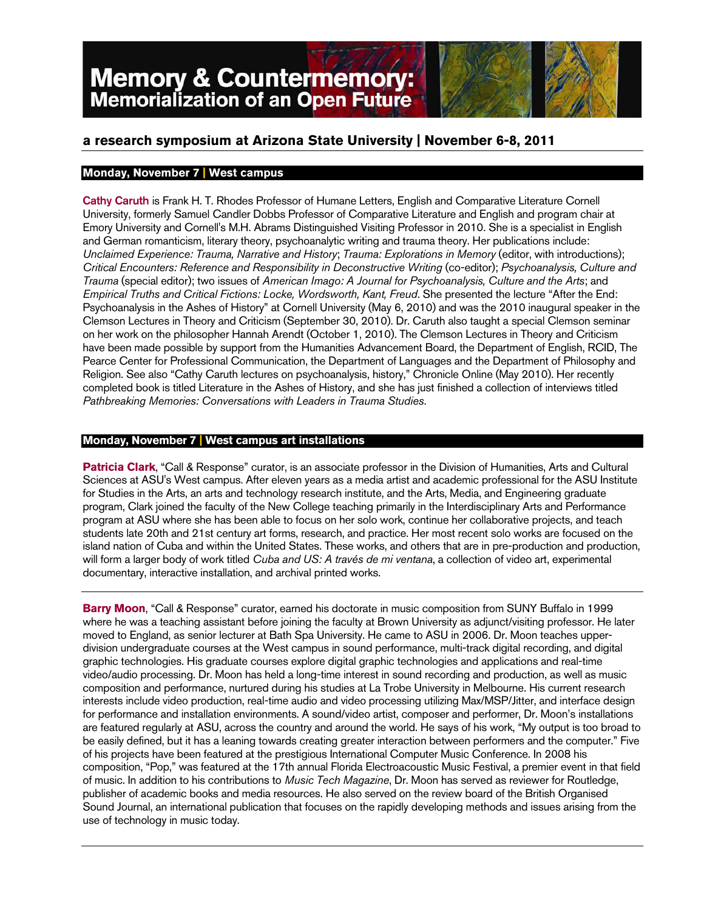# Memory & Countermemory: Memorialization of an Open Future

## a research symposium at Arizona State University | November 6-8, 2011

### Monday, November 7 | West campus

**Cathy Caruth** is Frank H. T. Rhodes Professor of Humane Letters, English and Comparative Literature Cornell University, formerly Samuel Candler Dobbs Professor of Comparative Literature and English and program chair at Emory University and Cornell's M.H. Abrams Distinguished Visiting Professor in 2010. She is a specialist in English and German romanticism, literary theory, psychoanalytic writing and trauma theory. Her publications include: *Unclaimed Experience: Trauma, Narrative and History*; *Trauma: Explorations in Memory* (editor, with introductions); *Critical Encounters: Reference and Responsibility in Deconstructive Writing* (co-editor); *Psychoanalysis, Culture and Trauma* (special editor); two issues of *American Imago: A Journal for Psychoanalysis, Culture and the Arts*; and *Empirical Truths and Critical Fictions: Locke, Wordsworth, Kant, Freud*. She presented the lecture "After the End: Psychoanalysis in the Ashes of History" at Cornell University (May 6, 2010) and was the 2010 inaugural speaker in the Clemson Lectures in Theory and Criticism (September 30, 2010). Dr. Caruth also taught a special Clemson seminar on her work on the philosopher Hannah Arendt (October 1, 2010). The Clemson Lectures in Theory and Criticism have been made possible by support from the Humanities Advancement Board, the Department of English, RCID, The Pearce Center for Professional Communication, the Department of Languages and the Department of Philosophy and Religion. See also "Cathy Caruth lectures on psychoanalysis, history," Chronicle Online (May 2010). Her recently completed book is titled Literature in the Ashes of History, and she has just finished a collection of interviews titled *Pathbreaking Memories: Conversations with Leaders in Trauma Studies*.

### Monday, November 7 | West campus art installations

**Patricia Clark**, "Call & Response" curator, is an associate professor in the Division of Humanities, Arts and Cultural Sciences at ASU's West campus. After eleven years as a media artist and academic professional for the ASU Institute for Studies in the Arts, an arts and technology research institute, and the Arts, Media, and Engineering graduate program, Clark joined the faculty of the New College teaching primarily in the Interdisciplinary Arts and Performance program at ASU where she has been able to focus on her solo work, continue her collaborative projects, and teach students late 20th and 21st century art forms, research, and practice. Her most recent solo works are focused on the island nation of Cuba and within the United States. These works, and others that are in pre-production and production, will form a larger body of work titled *Cuba and US: A través de mi ventana*, a collection of video art, experimental documentary, interactive installation, and archival printed works.

---

**Barry Moon**, "Call & Response" curator, earned his doctorate in music composition from SUNY Buffalo in 1999 where he was a teaching assistant before joining the faculty at Brown University as adjunct/visiting professor. He later moved to England, as senior lecturer at Bath Spa University. He came to ASU in 2006. Dr. Moon teaches upper-division undergraduate courses at the West campus in sound performance, multi-track digital recording, and digital graphic technologies. His graduate courses explore digital graphic technologies and applications and real-time video/audio processing. Dr. Moon has held a long-time interest in sound recording and production, as well as music composition and performance, nurtured during his studies at La Trobe University in Melbourne. His current research interests include video production, real-time audio and video processing utilizing Max/MSP/Jitter, and interface design for performance and installation environments. A sound/video artist, composer and performer, Dr. Moon's installations are featured regularly at ASU, across the country and around the world. He says of his work, "My output is too broad to be easily defined, but it has a leaning towards creating greater interaction between performers and the computer." Five of his projects have been featured at the prestigious International Computer Music Conference. In 2008 his composition, "Pop," was featured at the 17th annual Florida Electroacoustic Music Festival, a premier event in that field of music. In addition to his contributions to *Music Tech Magazine*, Dr. Moon has served as reviewer for Routledge, publisher of academic books and media resources. He also served on the review board of the British Organised Sound Journal, an international publication that focuses on the rapidly developing methods and issues arising from the use of technology in music today.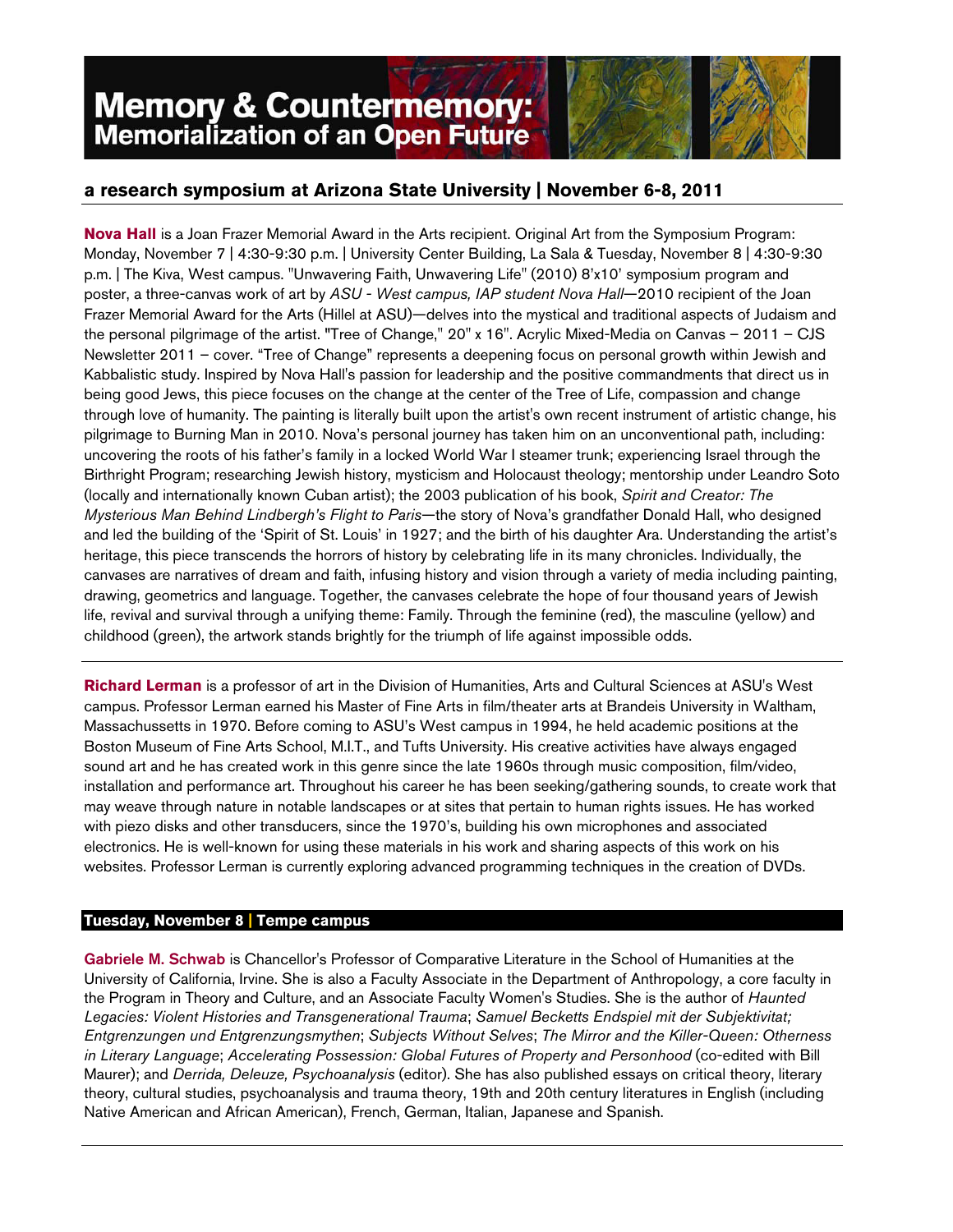# Memory & Countermemory: Memorialization of an Open Future

## a research symposium at Arizona State University | November 6-8, 2011

**Nova Hall** is a Joan Frazer Memorial Award in the Arts recipient. Original Art from the Symposium Program: Monday, November 7 | 4:30-9:30 p.m. | University Center Building, La Sala & Tuesday, November 8 | 4:30-9:30 p.m. | The Kiva, West campus. "Unwavering Faith, Unwavering Life" (2010) 8'x10' symposium program and poster, a three-canvas work of art by *ASU - West campus, IAP student Nova Hall*—2010 recipient of the Joan Frazer Memorial Award for the Arts (Hillel at ASU)—delves into the mystical and traditional aspects of Judaism and the personal pilgrimage of the artist. "Tree of Change," 20" x 16". Acrylic Mixed-Media on Canvas – 2011 – CJS Newsletter 2011 – cover. "Tree of Change" represents a deepening focus on personal growth within Jewish and Kabbalistic study. Inspired by Nova Hall's passion for leadership and the positive commandments that direct us in being good Jews, this piece focuses on the change at the center of the Tree of Life, compassion and change through love of humanity. The painting is literally built upon the artist's own recent instrument of artistic change, his pilgrimage to Burning Man in 2010. Nova's personal journey has taken him on an unconventional path, including: uncovering the roots of his father's family in a locked World War I steamer trunk; experiencing Israel through the Birthright Program; researching Jewish history, mysticism and Holocaust theology; mentorship under Leandro Soto (locally and internationally known Cuban artist); the 2003 publication of his book, *Spirit and Creator: The Mysterious Man Behind Lindbergh's Flight to Paris*—the story of Nova's grandfather Donald Hall, who designed and led the building of the 'Spirit of St. Louis' in 1927; and the birth of his daughter Ara. Understanding the artist's heritage, this piece transcends the horrors of history by celebrating life in its many chronicles. Individually, the canvases are narratives of dream and faith, infusing history and vision through a variety of media including painting, drawing, geometrics and language. Together, the canvases celebrate the hope of four thousand years of Jewish life, revival and survival through a unifying theme: Family. Through the feminine (red), the masculine (yellow) and childhood (green), the artwork stands brightly for the triumph of life against impossible odds.

---

**Richard Lerman** is a professor of art in the Division of Humanities, Arts and Cultural Sciences at ASU's West campus. Professor Lerman earned his Master of Fine Arts in film/theater arts at Brandeis University in Waltham, Massachussetts in 1970. Before coming to ASU's West campus in 1994, he held academic positions at the Boston Museum of Fine Arts School, M.I.T., and Tufts University. His creative activities have always engaged sound art and he has created work in this genre since the late 1960s through music composition, film/video, installation and performance art. Throughout his career he has been seeking/gathering sounds, to create work that may weave through nature in notable landscapes or at sites that pertain to human rights issues. He has worked with piezo disks and other transducers, since the 1970's, building his own microphones and associated electronics. He is well-known for using these materials in his work and sharing aspects of this work on his websites. Professor Lerman is currently exploring advanced programming techniques in the creation of DVDs.

### Tuesday, November 8 | Tempe campus

**Gabriele M. Schwab** is Chancellor's Professor of Comparative Literature in the School of Humanities at the University of California, Irvine. She is also a Faculty Associate in the Department of Anthropology, a core faculty in the Program in Theory and Culture, and an Associate Faculty Women's Studies. She is the author of *Haunted Legacies: Violent Histories and Transgenerational Trauma*; *Samuel Becketts Endspiel mit der Subjektivitat; Entgrenzungen und Entgrenzungsmythen*; *Subjects Without Selves*; *The Mirror and the Killer-Queen: Otherness in Literary Language*; *Accelerating Possession: Global Futures of Property and Personhood* (co-edited with Bill Maurer); and *Derrida, Deleuze, Psychoanalysis* (editor). She has also published essays on critical theory, literary theory, cultural studies, psychoanalysis and trauma theory, 19th and 20th century literatures in English (including Native American and African American), French, German, Italian, Japanese and Spanish.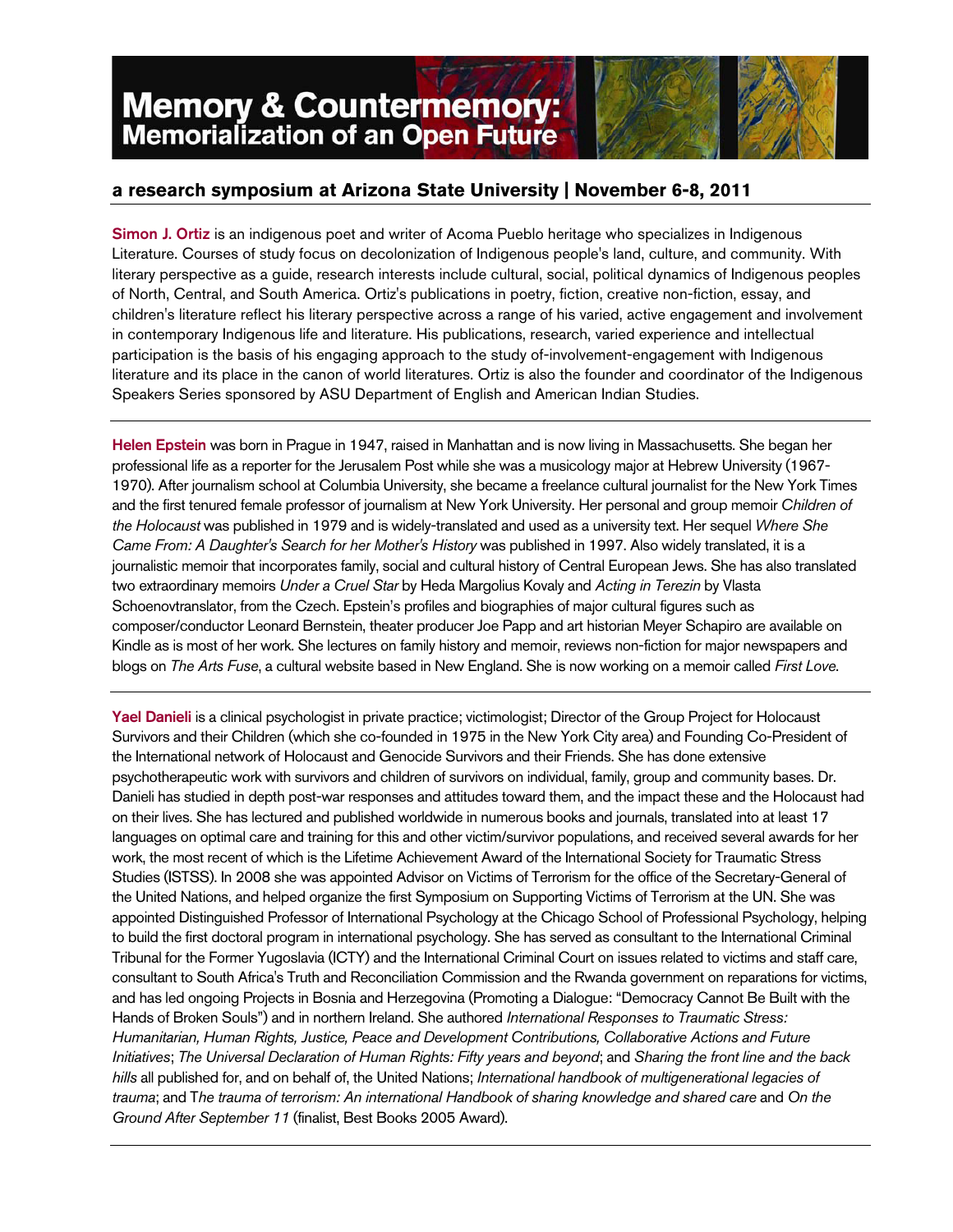# Memory & Countermemory: Memorialization of an Open Future

## a research symposium at Arizona State University | November 6-8, 2011

**Simon J. Ortiz** is an indigenous poet and writer of Acoma Pueblo heritage who specializes in Indigenous Literature. Courses of study focus on decolonization of Indigenous people's land, culture, and community. With literary perspective as a guide, research interests include cultural, social, political dynamics of Indigenous peoples of North, Central, and South America. Ortiz's publications in poetry, fiction, creative non-fiction, essay, and children's literature reflect his literary perspective across a range of his varied, active engagement and involvement in contemporary Indigenous life and literature. His publications, research, varied experience and intellectual participation is the basis of his engaging approach to the study of-involvement-engagement with Indigenous literature and its place in the canon of world literatures. Ortiz is also the founder and coordinator of the Indigenous Speakers Series sponsored by ASU Department of English and American Indian Studies.

---

**Helen Epstein** was born in Prague in 1947, raised in Manhattan and is now living in Massachusetts. She began her professional life as a reporter for the Jerusalem Post while she was a musicology major at Hebrew University (1967-1970). After journalism school at Columbia University, she became a freelance cultural journalist for the New York Times and the first tenured female professor of journalism at New York University. Her personal and group memoir *Children of the Holocaust* was published in 1979 and is widely-translated and used as a university text. Her sequel *Where She Came From: A Daughter's Search for her Mother's History* was published in 1997. Also widely translated, it is a journalistic memoir that incorporates family, social and cultural history of Central European Jews. She has also translated two extraordinary memoirs *Under a Cruel Star* by Heda Margolius Kovaly and *Acting in Terezin* by Vlasta Schoenovtranslator, from the Czech. Epstein's profiles and biographies of major cultural figures such as composer/conductor Leonard Bernstein, theater producer Joe Papp and art historian Meyer Schapiro are available on Kindle as is most of her work. She lectures on family history and memoir, reviews non-fiction for major newspapers and blogs on *The Arts Fuse*, a cultural website based in New England. She is now working on a memoir called *First Love*.

---

**Yael Danieli** is a clinical psychologist in private practice; victimologist; Director of the Group Project for Holocaust Survivors and their Children (which she co-founded in 1975 in the New York City area) and Founding Co-President of the International network of Holocaust and Genocide Survivors and their Friends. She has done extensive psychotherapeutic work with survivors and children of survivors on individual, family, group and community bases. Dr. Danieli has studied in depth post-war responses and attitudes toward them, and the impact these and the Holocaust had on their lives. She has lectured and published worldwide in numerous books and journals, translated into at least 17 languages on optimal care and training for this and other victim/survivor populations, and received several awards for her work, the most recent of which is the Lifetime Achievement Award of the International Society for Traumatic Stress Studies (ISTSS). In 2008 she was appointed Advisor on Victims of Terrorism for the office of the Secretary-General of the United Nations, and helped organize the first Symposium on Supporting Victims of Terrorism at the UN. She was appointed Distinguished Professor of International Psychology at the Chicago School of Professional Psychology, helping to build the first doctoral program in international psychology. She has served as consultant to the International Criminal Tribunal for the Former Yugoslavia (ICTY) and the International Criminal Court on issues related to victims and staff care, consultant to South Africa's Truth and Reconciliation Commission and the Rwanda government on reparations for victims, and has led ongoing Projects in Bosnia and Herzegovina (Promoting a Dialogue: "Democracy Cannot Be Built with the Hands of Broken Souls") and in northern Ireland. She authored *International Responses to Traumatic Stress: Humanitarian, Human Rights, Justice, Peace and Development Contributions, Collaborative Actions and Future Initiatives*; *The Universal Declaration of Human Rights: Fifty years and beyond*; and *Sharing the front line and the back hills* all published for, and on behalf of, the United Nations; *International handbook of multigenerational legacies of trauma*; and *The trauma of terrorism: An international Handbook of sharing knowledge and shared care* and *On the Ground After September 11* (finalist, Best Books 2005 Award).

---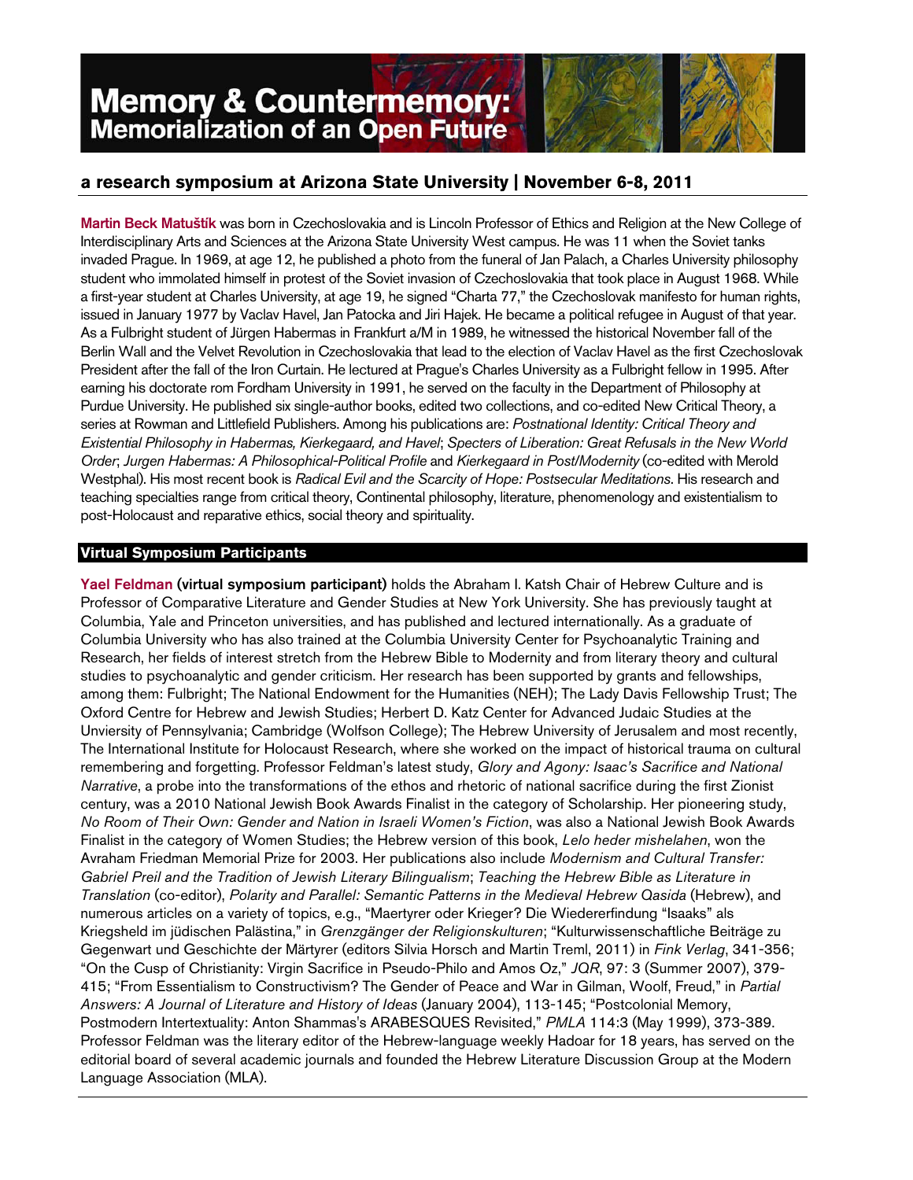# Memory & Countermemory: Memorialization of an Open Future

## a research symposium at Arizona State University | November 6-8, 2011

**Martin Beck Matuštík** was born in Czechoslovakia and is Lincoln Professor of Ethics and Religion at the New College of Interdisciplinary Arts and Sciences at the Arizona State University West campus. He was 11 when the Soviet tanks invaded Prague. In 1969, at age 12, he published a photo from the funeral of Jan Palach, a Charles University philosophy student who immolated himself in protest of the Soviet invasion of Czechoslovakia that took place in August 1968. While a first-year student at Charles University, at age 19, he signed "Charta 77," the Czechoslovak manifesto for human rights, issued in January 1977 by Vaclav Havel, Jan Patocka and Jiri Hajek. He became a political refugee in August of that year. As a Fulbright student of Jürgen Habermas in Frankfurt a/M in 1989, he witnessed the historical November fall of the Berlin Wall and the Velvet Revolution in Czechoslovakia that lead to the election of Vaclav Havel as the first Czechoslovak President after the fall of the Iron Curtain. He lectured at Prague's Charles University as a Fulbright fellow in 1995. After earning his doctorate rom Fordham University in 1991, he served on the faculty in the Department of Philosophy at Purdue University. He published six single-author books, edited two collections, and co-edited New Critical Theory, a series at Rowman and Littlefield Publishers. Among his publications are: *Postnational Identity: Critical Theory and Existential Philosophy in Habermas, Kierkegaard, and Havel*; *Specters of Liberation: Great Refusals in the New World Order*; *Jurgen Habermas: A Philosophical-Political Profile* and *Kierkegaard in Post/Modernity* (co-edited with Merold Westphal). His most recent book is *Radical Evil and the Scarcity of Hope: Postsecular Meditations*. His research and teaching specialties range from critical theory, Continental philosophy, literature, phenomenology and existentialism to post-Holocaust and reparative ethics, social theory and spirituality.

### Virtual Symposium Participants

**Yael Feldman (virtual symposium participant)** holds the Abraham I. Katsh Chair of Hebrew Culture and is Professor of Comparative Literature and Gender Studies at New York University. She has previously taught at Columbia, Yale and Princeton universities, and has published and lectured internationally. As a graduate of Columbia University who has also trained at the Columbia University Center for Psychoanalytic Training and Research, her fields of interest stretch from the Hebrew Bible to Modernity and from literary theory and cultural studies to psychoanalytic and gender criticism. Her research has been supported by grants and fellowships, among them: Fulbright; The National Endowment for the Humanities (NEH); The Lady Davis Fellowship Trust; The Oxford Centre for Hebrew and Jewish Studies; Herbert D. Katz Center for Advanced Judaic Studies at the Unviersity of Pennsylvania; Cambridge (Wolfson College); The Hebrew University of Jerusalem and most recently, The International Institute for Holocaust Research, where she worked on the impact of historical trauma on cultural remembering and forgetting. Professor Feldman's latest study, *Glory and Agony: Isaac's Sacrifice and National Narrative*, a probe into the transformations of the ethos and rhetoric of national sacrifice during the first Zionist century, was a 2010 National Jewish Book Awards Finalist in the category of Scholarship. Her pioneering study, *No Room of Their Own: Gender and Nation in Israeli Women's Fiction*, was also a National Jewish Book Awards Finalist in the category of Women Studies; the Hebrew version of this book, *Lelo heder mishelahen*, won the Avraham Friedman Memorial Prize for 2003. Her publications also include *Modernism and Cultural Transfer: Gabriel Preil and the Tradition of Jewish Literary Bilingualism*; *Teaching the Hebrew Bible as Literature in Translation* (co-editor), *Polarity and Parallel: Semantic Patterns in the Medieval Hebrew Qasida* (Hebrew), and numerous articles on a variety of topics, e.g., "Maertyrer oder Krieger? Die Wiedererfindung "Isaaks" als Kriegsheld im jüdischen Palästina," in *Grenzgänger der Religionskulturen*; "Kulturwissenschaftliche Beiträge zu Gegenwart und Geschichte der Märtyrer (editors Silvia Horsch and Martin Treml, 2011) in *Fink Verlag*, 341-356; "On the Cusp of Christianity: Virgin Sacrifice in Pseudo-Philo and Amos Oz," *JQR*, 97: 3 (Summer 2007), 379-415; "From Essentialism to Constructivism? The Gender of Peace and War in Gilman, Woolf, Freud," in *Partial Answers: A Journal of Literature and History of Ideas* (January 2004), 113-145; "Postcolonial Memory, Postmodern Intertextuality: Anton Shammas's ARABESQUES Revisited," *PMLA* 114:3 (May 1999), 373-389. Professor Feldman was the literary editor of the Hebrew-language weekly Hadoar for 18 years, has served on the editorial board of several academic journals and founded the Hebrew Literature Discussion Group at the Modern Language Association (MLA).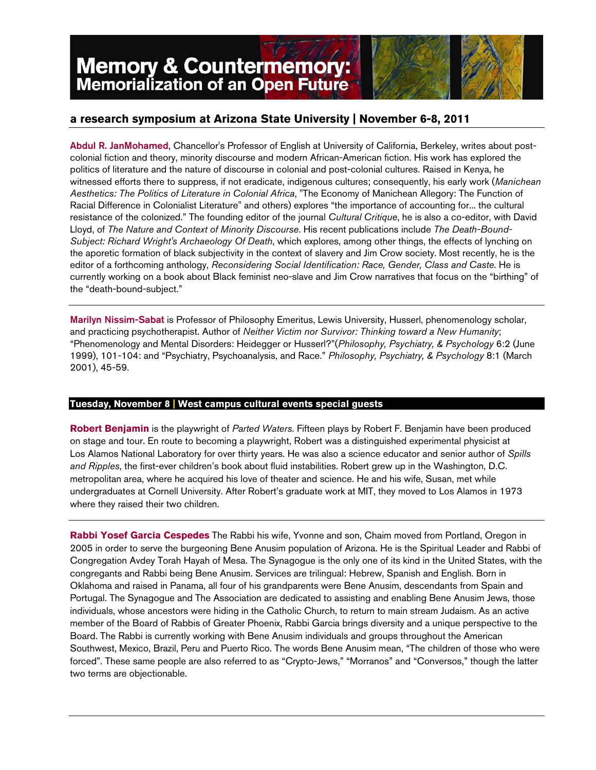# Memory & Countermemory: Memorialization of an Open Future

## a research symposium at Arizona State University | November 6-8, 2011

**Abdul R. JanMohamed**, Chancellor's Professor of English at University of California, Berkeley, writes about post-colonial fiction and theory, minority discourse and modern African-American fiction. His work has explored the politics of literature and the nature of discourse in colonial and post-colonial cultures. Raised in Kenya, he witnessed efforts there to suppress, if not eradicate, indigenous cultures; consequently, his early work (*Manichean Aesthetics: The Politics of Literature in Colonial Africa*, "The Economy of Manichean Allegory: The Function of Racial Difference in Colonialist Literature" and others) explores "the importance of accounting for... the cultural resistance of the colonized." The founding editor of the journal *Cultural Critique*, he is also a co-editor, with David Lloyd, of *The Nature and Context of Minority Discourse*. His recent publications include *The Death-Bound-Subject: Richard Wright's Archaeology Of Death*, which explores, among other things, the effects of lynching on the aporetic formation of black subjectivity in the context of slavery and Jim Crow society. Most recently, he is the editor of a forthcoming anthology, *Reconsidering Social Identification: Race, Gender, Class and Caste*. He is currently working on a book about Black feminist neo-slave and Jim Crow narratives that focus on the "birthing" of the "death-bound-subject."

---

**Marilyn Nissim-Sabat** is Professor of Philosophy Emeritus, Lewis University, Husserl, phenomenology scholar, and practicing psychotherapist. Author of *Neither Victim nor Survivor: Thinking toward a New Humanity*; "Phenomenology and Mental Disorders: Heidegger or Husserl?"(*Philosophy, Psychiatry, & Psychology* 6:2 (June 1999), 101-104: and "Psychiatry, Psychoanalysis, and Race." *Philosophy, Psychiatry, & Psychology* 8:1 (March 2001), 45-59.

### Tuesday, November 8 | West campus cultural events special guests

**Robert Benjamin** is the playwright of *Parted Waters*. Fifteen plays by Robert F. Benjamin have been produced on stage and tour. En route to becoming a playwright, Robert was a distinguished experimental physicist at Los Alamos National Laboratory for over thirty years. He was also a science educator and senior author of *Spills and Ripples*, the first-ever children's book about fluid instabilities. Robert grew up in the Washington, D.C. metropolitan area, where he acquired his love of theater and science. He and his wife, Susan, met while undergraduates at Cornell University. After Robert's graduate work at MIT, they moved to Los Alamos in 1973 where they raised their two children.

---

**Rabbi Yosef Garcia Cespedes** The Rabbi his wife, Yvonne and son, Chaim moved from Portland, Oregon in 2005 in order to serve the burgeoning Bene Anusim population of Arizona. He is the Spiritual Leader and Rabbi of Congregation Avdey Torah Hayah of Mesa. The Synagogue is the only one of its kind in the United States, with the congregants and Rabbi being Bene Anusim. Services are trilingual: Hebrew, Spanish and English. Born in Oklahoma and raised in Panama, all four of his grandparents were Bene Anusim, descendants from Spain and Portugal. The Synagogue and The Association are dedicated to assisting and enabling Bene Anusim Jews, those individuals, whose ancestors were hiding in the Catholic Church, to return to main stream Judaism. As an active member of the Board of Rabbis of Greater Phoenix, Rabbi Garcia brings diversity and a unique perspective to the Board. The Rabbi is currently working with Bene Anusim individuals and groups throughout the American Southwest, Mexico, Brazil, Peru and Puerto Rico. The words Bene Anusim mean, "The children of those who were forced". These same people are also referred to as "Crypto-Jews," "Morranos" and "Conversos," though the latter two terms are objectionable.

---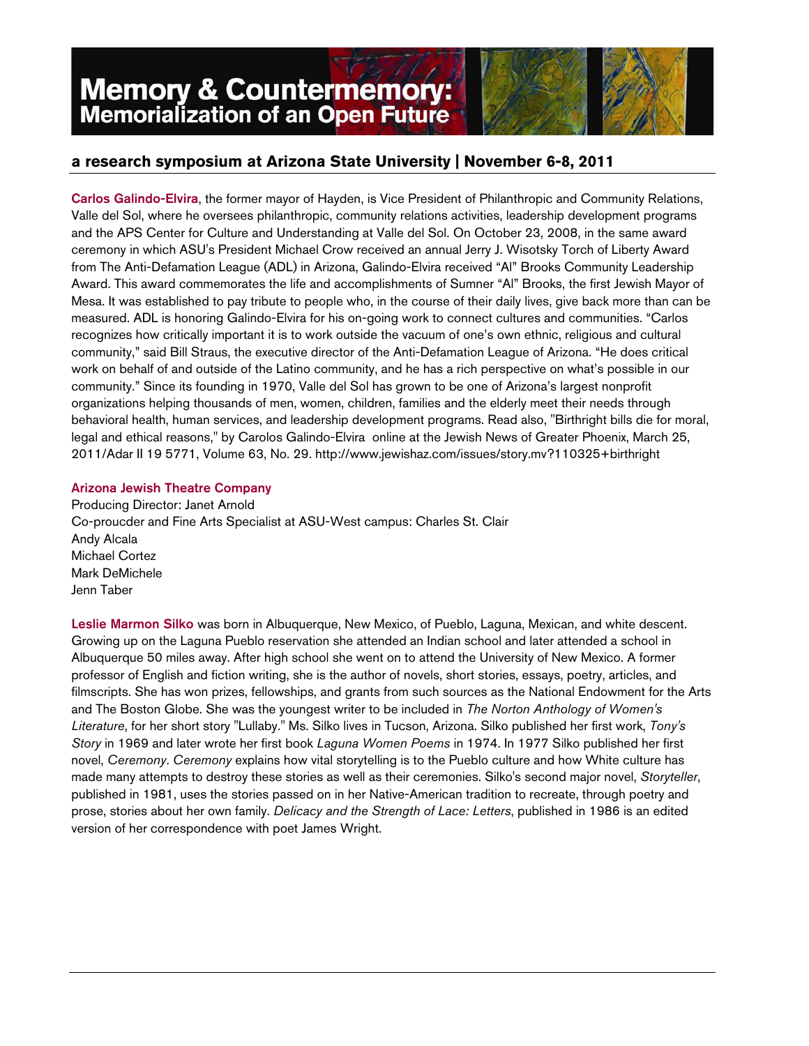# Memory & Countermemory: Memorialization of an Open Future

## a research symposium at Arizona State University | November 6-8, 2011

**Carlos Galindo-Elvira**, the former mayor of Hayden, is Vice President of Philanthropic and Community Relations, Valle del Sol, where he oversees philanthropic, community relations activities, leadership development programs and the APS Center for Culture and Understanding at Valle del Sol. On October 23, 2008, in the same award ceremony in which ASU's President Michael Crow received an annual Jerry J. Wisotsky Torch of Liberty Award from The Anti-Defamation League (ADL) in Arizona, Galindo-Elvira received "Al" Brooks Community Leadership Award. This award commemorates the life and accomplishments of Sumner "Al" Brooks, the first Jewish Mayor of Mesa. It was established to pay tribute to people who, in the course of their daily lives, give back more than can be measured. ADL is honoring Galindo-Elvira for his on-going work to connect cultures and communities. "Carlos recognizes how critically important it is to work outside the vacuum of one's own ethnic, religious and cultural community," said Bill Straus, the executive director of the Anti-Defamation League of Arizona. "He does critical work on behalf of and outside of the Latino community, and he has a rich perspective on what's possible in our community." Since its founding in 1970, Valle del Sol has grown to be one of Arizona's largest nonprofit organizations helping thousands of men, women, children, families and the elderly meet their needs through behavioral health, human services, and leadership development programs. Read also, "Birthright bills die for moral, legal and ethical reasons," by Carolos Galindo-Elvira online at the Jewish News of Greater Phoenix, March 25, 2011/Adar II 19 5771, Volume 63, No. 29. http://www.jewishaz.com/issues/story.mv?110325+birthright

**Arizona Jewish Theatre Company**
Producing Director: Janet Arnold
Co-proucder and Fine Arts Specialist at ASU-West campus: Charles St. Clair
Andy Alcala
Michael Cortez
Mark DeMichele
Jenn Taber

**Leslie Marmon Silko** was born in Albuquerque, New Mexico, of Pueblo, Laguna, Mexican, and white descent. Growing up on the Laguna Pueblo reservation she attended an Indian school and later attended a school in Albuquerque 50 miles away. After high school she went on to attend the University of New Mexico. A former professor of English and fiction writing, she is the author of novels, short stories, essays, poetry, articles, and filmscripts. She has won prizes, fellowships, and grants from such sources as the National Endowment for the Arts and The Boston Globe. She was the youngest writer to be included in *The Norton Anthology of Women's Literature*, for her short story "Lullaby." Ms. Silko lives in Tucson, Arizona. Silko published her first work, *Tony's Story* in 1969 and later wrote her first book *Laguna Women Poems* in 1974. In 1977 Silko published her first novel, *Ceremony*. *Ceremony* explains how vital storytelling is to the Pueblo culture and how White culture has made many attempts to destroy these stories as well as their ceremonies. Silko's second major novel, *Storyteller*, published in 1981, uses the stories passed on in her Native-American tradition to recreate, through poetry and prose, stories about her own family. *Delicacy and the Strength of Lace: Letters*, published in 1986 is an edited version of her correspondence with poet James Wright.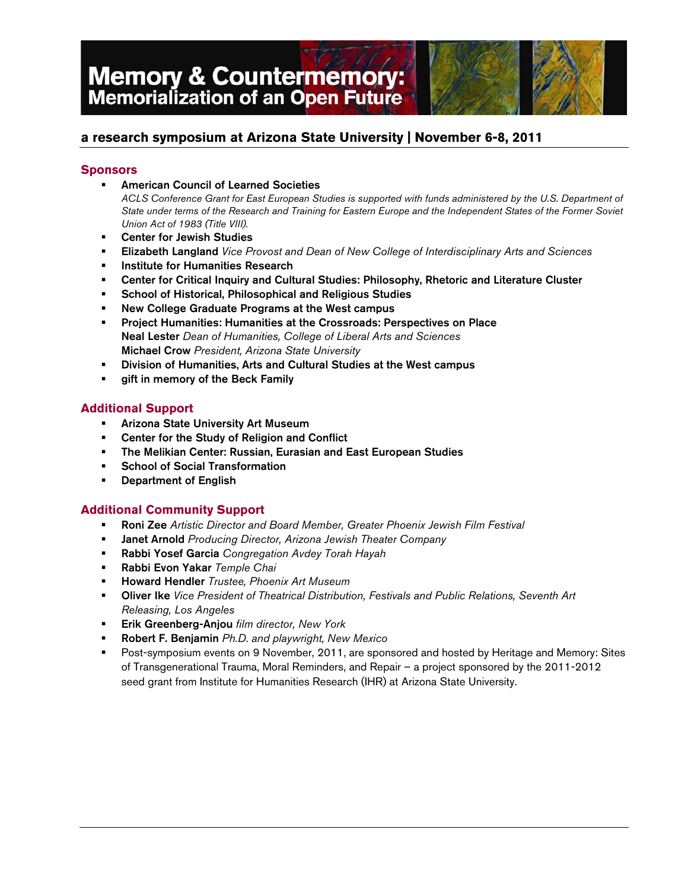# Memory & Countermemory:
## Memorialization of an Open Future

### a research symposium at Arizona State University | November 6-8, 2011

## Sponsors

- **American Council of Learned Societies**
  *ACLS Conference Grant for East European Studies is supported with funds administered by the U.S. Department of State under terms of the Research and Training for Eastern Europe and the Independent States of the Former Soviet Union Act of 1983 (Title VIII).*
- **Center for Jewish Studies**
- **Elizabeth Langland** *Vice Provost and Dean of New College of Interdisciplinary Arts and Sciences*
- **Institute for Humanities Research**
- **Center for Critical Inquiry and Cultural Studies: Philosophy, Rhetoric and Literature Cluster**
- **School of Historical, Philosophical and Religious Studies**
- **New College Graduate Programs at the West campus**
- **Project Humanities: Humanities at the Crossroads: Perspectives on Place**
  **Neal Lester** *Dean of Humanities, College of Liberal Arts and Sciences*
  **Michael Crow** *President, Arizona State University*
- **Division of Humanities, Arts and Cultural Studies at the West campus**
- **gift in memory of the Beck Family**

## Additional Support

- **Arizona State University Art Museum**
- **Center for the Study of Religion and Conflict**
- **The Melikian Center: Russian, Eurasian and East European Studies**
- **School of Social Transformation**
- **Department of English**

## Additional Community Support

- **Roni Zee** *Artistic Director and Board Member, Greater Phoenix Jewish Film Festival*
- **Janet Arnold** *Producing Director, Arizona Jewish Theater Company*
- **Rabbi Yosef Garcia** *Congregation Avdey Torah Hayah*
- **Rabbi Evon Yakar** *Temple Chai*
- **Howard Hendler** *Trustee, Phoenix Art Museum*
- **Oliver Ike** *Vice President of Theatrical Distribution, Festivals and Public Relations, Seventh Art Releasing, Los Angeles*
- **Erik Greenberg-Anjou** *film director, New York*
- **Robert F. Benjamin** *Ph.D. and playwright, New Mexico*
- Post-symposium events on 9 November, 2011, are sponsored and hosted by Heritage and Memory: Sites of Transgenerational Trauma, Moral Reminders, and Repair – a project sponsored by the 2011-2012 seed grant from Institute for Humanities Research (IHR) at Arizona State University.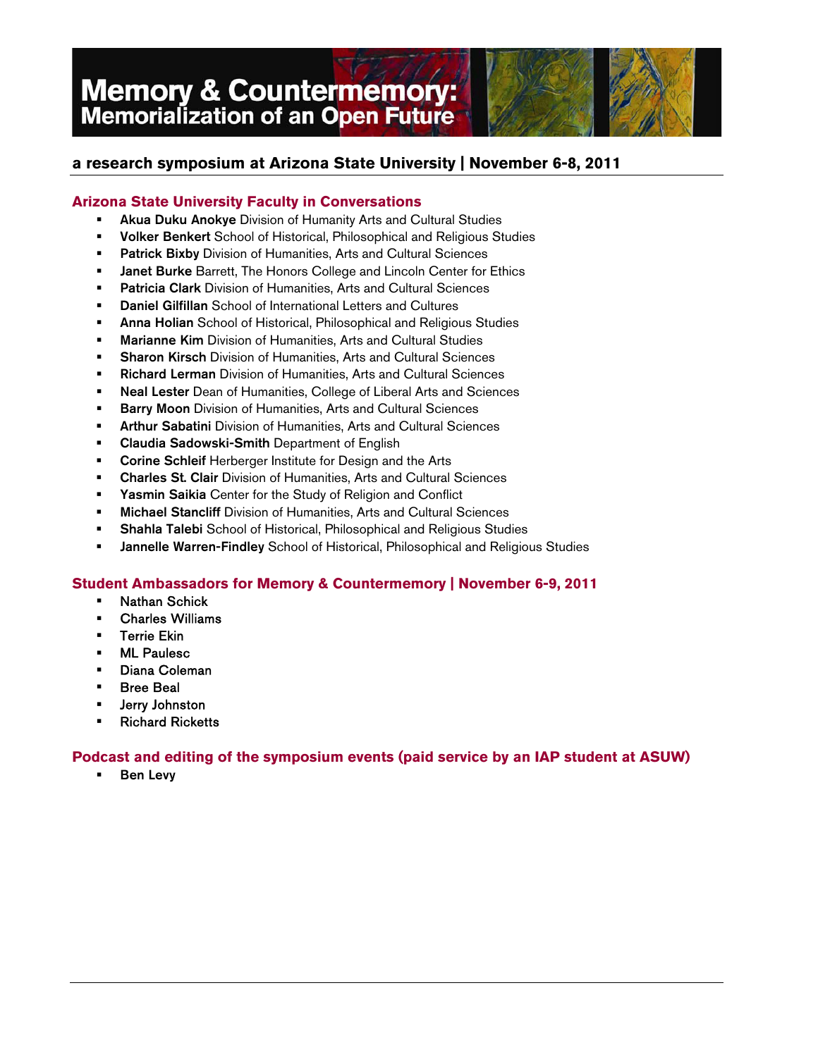# Memory & Countermemory:
## Memorialization of an Open Future

### a research symposium at Arizona State University | November 6-8, 2011

### Arizona State University Faculty in Conversations

- **Akua Duku Anokye** Division of Humanity Arts and Cultural Studies
- **Volker Benkert** School of Historical, Philosophical and Religious Studies
- **Patrick Bixby** Division of Humanities, Arts and Cultural Sciences
- **Janet Burke** Barrett, The Honors College and Lincoln Center for Ethics
- **Patricia Clark** Division of Humanities, Arts and Cultural Sciences
- **Daniel Gilfillan** School of International Letters and Cultures
- **Anna Holian** School of Historical, Philosophical and Religious Studies
- **Marianne Kim** Division of Humanities, Arts and Cultural Studies
- **Sharon Kirsch** Division of Humanities, Arts and Cultural Sciences
- **Richard Lerman** Division of Humanities, Arts and Cultural Sciences
- **Neal Lester** Dean of Humanities, College of Liberal Arts and Sciences
- **Barry Moon** Division of Humanities, Arts and Cultural Sciences
- **Arthur Sabatini** Division of Humanities, Arts and Cultural Sciences
- **Claudia Sadowski-Smith** Department of English
- **Corine Schleif** Herberger Institute for Design and the Arts
- **Charles St. Clair** Division of Humanities, Arts and Cultural Sciences
- **Yasmin Saikia** Center for the Study of Religion and Conflict
- **Michael Stancliff** Division of Humanities, Arts and Cultural Sciences
- **Shahla Talebi** School of Historical, Philosophical and Religious Studies
- **Jannelle Warren-Findley** School of Historical, Philosophical and Religious Studies

### Student Ambassadors for Memory & Countermemory | November 6-9, 2011

- Nathan Schick
- Charles Williams
- Terrie Ekin
- ML Paulesc
- Diana Coleman
- Bree Beal
- Jerry Johnston
- Richard Ricketts

### Podcast and editing of the symposium events (paid service by an IAP student at ASUW)

- Ben Levy